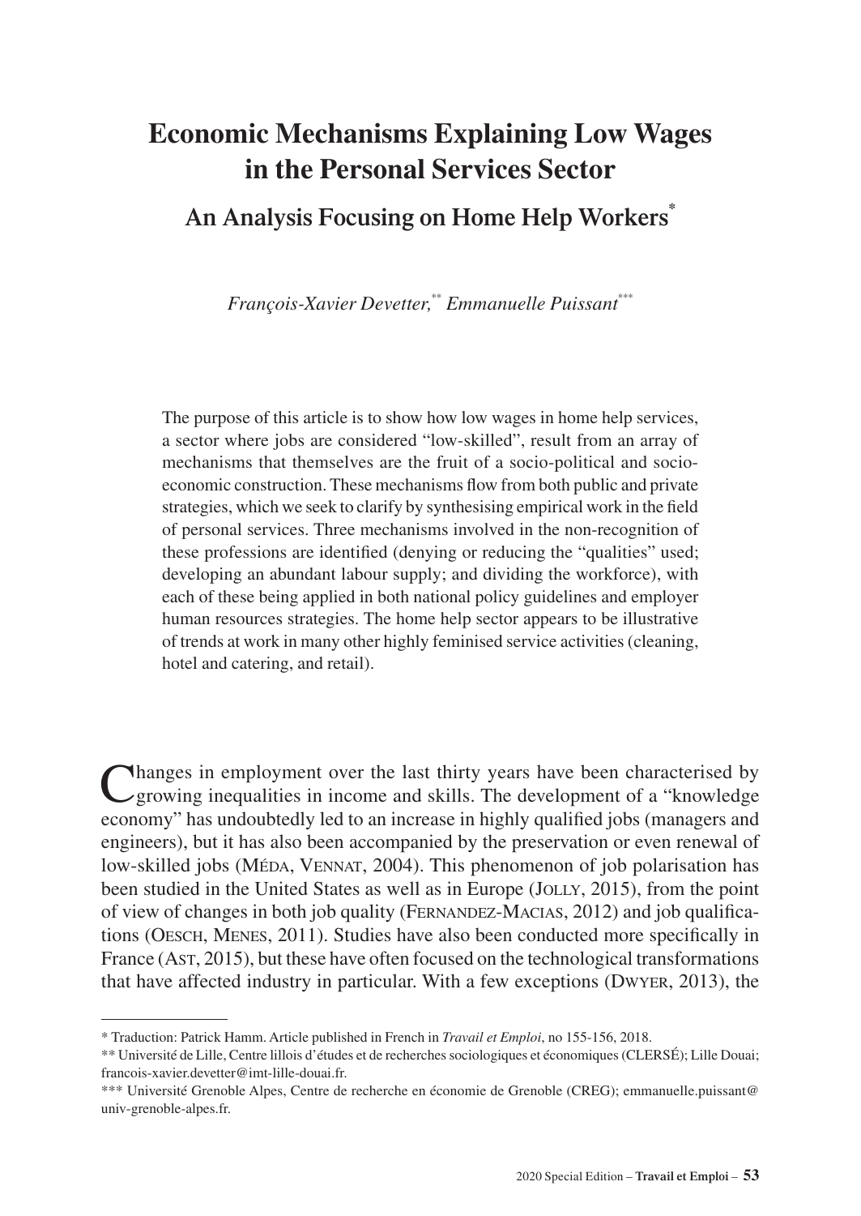# Economic Mechanisms Explaining Low Wages in the Personal Services Sector

## An Analysis Focusing on Home Help Workers*

*François-Xavier Devetter,*** *Emmanuelle Puissant****

The purpose of this article is to show how low wages in home help services, a sector where jobs are considered "low-skilled", result from an array of mechanisms that themselves are the fruit of a socio-political and socio-economic construction. These mechanisms flow from both public and private strategies, which we seek to clarify by synthesising empirical work in the field of personal services. Three mechanisms involved in the non-recognition of these professions are identified (denying or reducing the "qualities" used; developing an abundant labour supply; and dividing the workforce), with each of these being applied in both national policy guidelines and employer human resources strategies. The home help sector appears to be illustrative of trends at work in many other highly feminised service activities (cleaning, hotel and catering, and retail).

Changes in employment over the last thirty years have been characterised by growing inequalities in income and skills. The development of a "knowledge economy" has undoubtedly led to an increase in highly qualified jobs (managers and engineers), but it has also been accompanied by the preservation or even renewal of low-skilled jobs (Méda, Vennat, 2004). This phenomenon of job polarisation has been studied in the United States as well as in Europe (Jolly, 2015), from the point of view of changes in both job quality (Fernandez-Macias, 2012) and job qualifications (Oesch, Menes, 2011). Studies have also been conducted more specifically in France (Ast, 2015), but these have often focused on the technological transformations that have affected industry in particular. With a few exceptions (Dwyer, 2013), the

---

\* Traduction: Patrick Hamm. Article published in French in *Travail et Emploi*, no 155-156, 2018.

\*\* Université de Lille, Centre lillois d'études et de recherches sociologiques et économiques (CLERSÉ); Lille Douai; francois-xavier.devetter@imt-lille-douai.fr.

\*\*\* Université Grenoble Alpes, Centre de recherche en économie de Grenoble (CREG); emmanuelle.puissant@univ-grenoble-alpes.fr.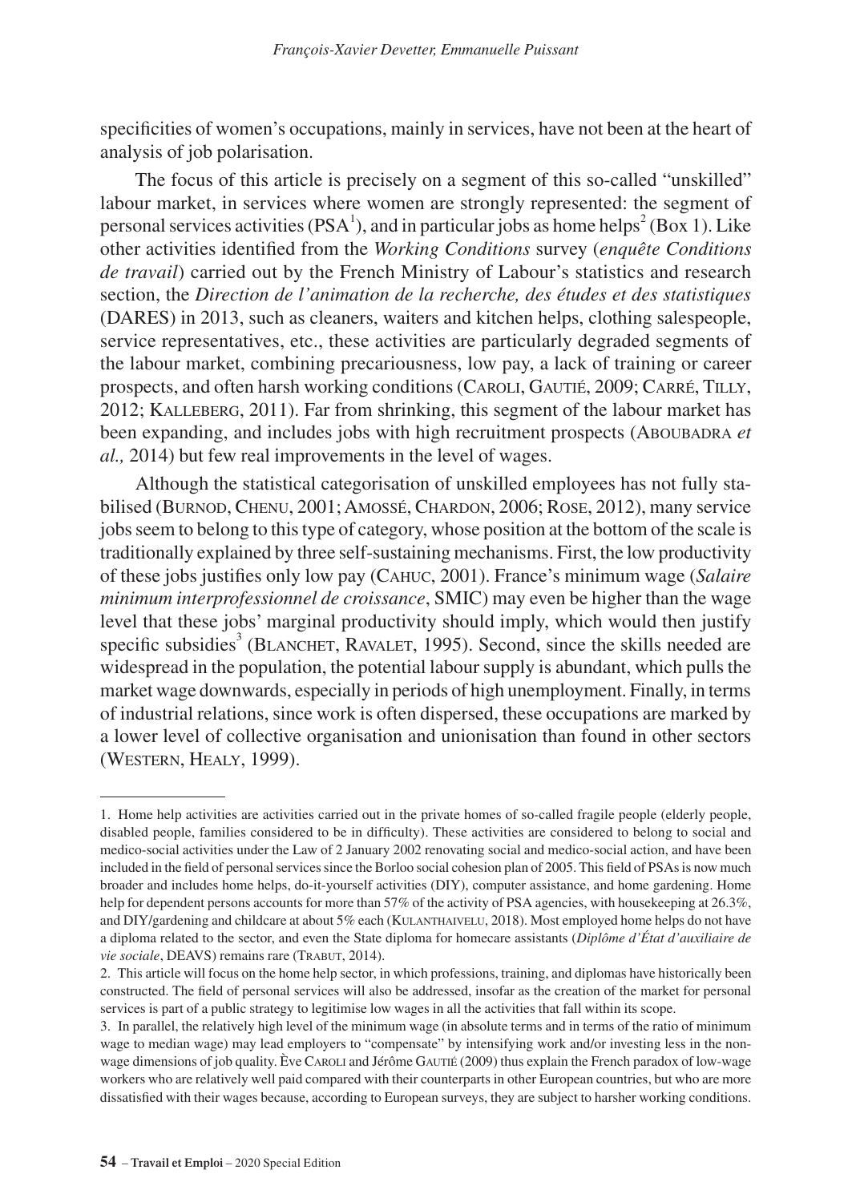specificities of women's occupations, mainly in services, have not been at the heart of analysis of job polarisation.

The focus of this article is precisely on a segment of this so-called "unskilled" labour market, in services where women are strongly represented: the segment of personal services activities (PSA[1]), and in particular jobs as home helps[2] (Box 1). Like other activities identified from the *Working Conditions* survey (*enquête Conditions de travail*) carried out by the French Ministry of Labour's statistics and research section, the *Direction de l'animation de la recherche, des études et des statistiques* (DARES) in 2013, such as cleaners, waiters and kitchen helps, clothing salespeople, service representatives, etc., these activities are particularly degraded segments of the labour market, combining precariousness, low pay, a lack of training or career prospects, and often harsh working conditions (Caroli, Gautié, 2009; Carré, Tilly, 2012; Kalleberg, 2011). Far from shrinking, this segment of the labour market has been expanding, and includes jobs with high recruitment prospects (Aboubadra *et al.,* 2014) but few real improvements in the level of wages.

Although the statistical categorisation of unskilled employees has not fully stabilised (Burnod, Chenu, 2001; Amossé, Chardon, 2006; Rose, 2012), many service jobs seem to belong to this type of category, whose position at the bottom of the scale is traditionally explained by three self-sustaining mechanisms. First, the low productivity of these jobs justifies only low pay (Cahuc, 2001). France's minimum wage (*Salaire minimum interprofessionnel de croissance*, SMIC) may even be higher than the wage level that these jobs' marginal productivity should imply, which would then justify specific subsidies[3] (Blanchet, Ravalet, 1995). Second, since the skills needed are widespread in the population, the potential labour supply is abundant, which pulls the market wage downwards, especially in periods of high unemployment. Finally, in terms of industrial relations, since work is often dispersed, these occupations are marked by a lower level of collective organisation and unionisation than found in other sectors (Western, Healy, 1999).

---

1. Home help activities are activities carried out in the private homes of so-called fragile people (elderly people, disabled people, families considered to be in difficulty). These activities are considered to belong to social and medico-social activities under the Law of 2 January 2002 renovating social and medico-social action, and have been included in the field of personal services since the Borloo social cohesion plan of 2005. This field of PSAs is now much broader and includes home helps, do-it-yourself activities (DIY), computer assistance, and home gardening. Home help for dependent persons accounts for more than 57% of the activity of PSA agencies, with housekeeping at 26.3%, and DIY/gardening and childcare at about 5% each (Kulanthaivelu, 2018). Most employed home helps do not have a diploma related to the sector, and even the State diploma for homecare assistants (*Diplôme d'État d'auxiliaire de vie sociale*, DEAVS) remains rare (Trabut, 2014).

2. This article will focus on the home help sector, in which professions, training, and diplomas have historically been constructed. The field of personal services will also be addressed, insofar as the creation of the market for personal services is part of a public strategy to legitimise low wages in all the activities that fall within its scope.

3. In parallel, the relatively high level of the minimum wage (in absolute terms and in terms of the ratio of minimum wage to median wage) may lead employers to "compensate" by intensifying work and/or investing less in the non-wage dimensions of job quality. Ève Caroli and Jérôme Gautié (2009) thus explain the French paradox of low-wage workers who are relatively well paid compared with their counterparts in other European countries, but who are more dissatisfied with their wages because, according to European surveys, they are subject to harsher working conditions.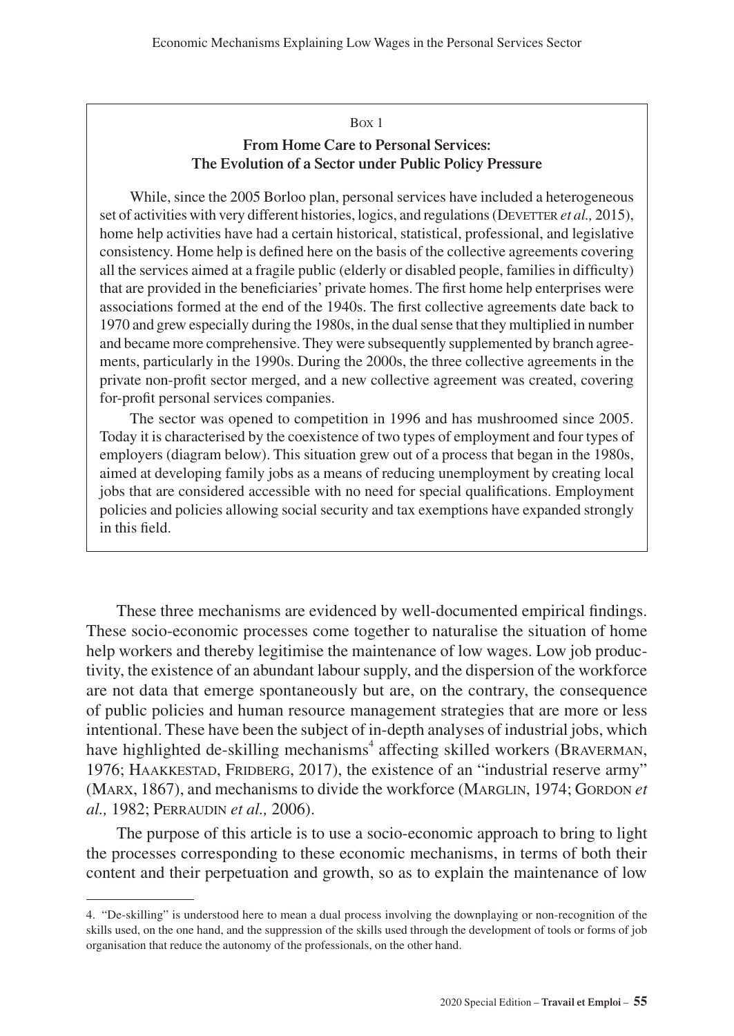Box 1

**From Home Care to Personal Services: The Evolution of a Sector under Public Policy Pressure**

While, since the 2005 Borloo plan, personal services have included a heterogeneous set of activities with very different histories, logics, and regulations (Devetter *et al.,* 2015), home help activities have had a certain historical, statistical, professional, and legislative consistency. Home help is defined here on the basis of the collective agreements covering all the services aimed at a fragile public (elderly or disabled people, families in difficulty) that are provided in the beneficiaries' private homes. The first home help enterprises were associations formed at the end of the 1940s. The first collective agreements date back to 1970 and grew especially during the 1980s, in the dual sense that they multiplied in number and became more comprehensive. They were subsequently supplemented by branch agreements, particularly in the 1990s. During the 2000s, the three collective agreements in the private non-profit sector merged, and a new collective agreement was created, covering for-profit personal services companies.

The sector was opened to competition in 1996 and has mushroomed since 2005. Today it is characterised by the coexistence of two types of employment and four types of employers (diagram below). This situation grew out of a process that began in the 1980s, aimed at developing family jobs as a means of reducing unemployment by creating local jobs that are considered accessible with no need for special qualifications. Employment policies and policies allowing social security and tax exemptions have expanded strongly in this field.

These three mechanisms are evidenced by well-documented empirical findings. These socio-economic processes come together to naturalise the situation of home help workers and thereby legitimise the maintenance of low wages. Low job productivity, the existence of an abundant labour supply, and the dispersion of the workforce are not data that emerge spontaneously but are, on the contrary, the consequence of public policies and human resource management strategies that are more or less intentional. These have been the subject of in-depth analyses of industrial jobs, which have highlighted de-skilling mechanisms[4] affecting skilled workers (Braverman, 1976; Haakkestad, Fridberg, 2017), the existence of an "industrial reserve army" (Marx, 1867), and mechanisms to divide the workforce (Marglin, 1974; Gordon *et al.,* 1982; Perraudin *et al.,* 2006).

The purpose of this article is to use a socio-economic approach to bring to light the processes corresponding to these economic mechanisms, in terms of both their content and their perpetuation and growth, so as to explain the maintenance of low

4. "De-skilling" is understood here to mean a dual process involving the downplaying or non-recognition of the skills used, on the one hand, and the suppression of the skills used through the development of tools or forms of job organisation that reduce the autonomy of the professionals, on the other hand.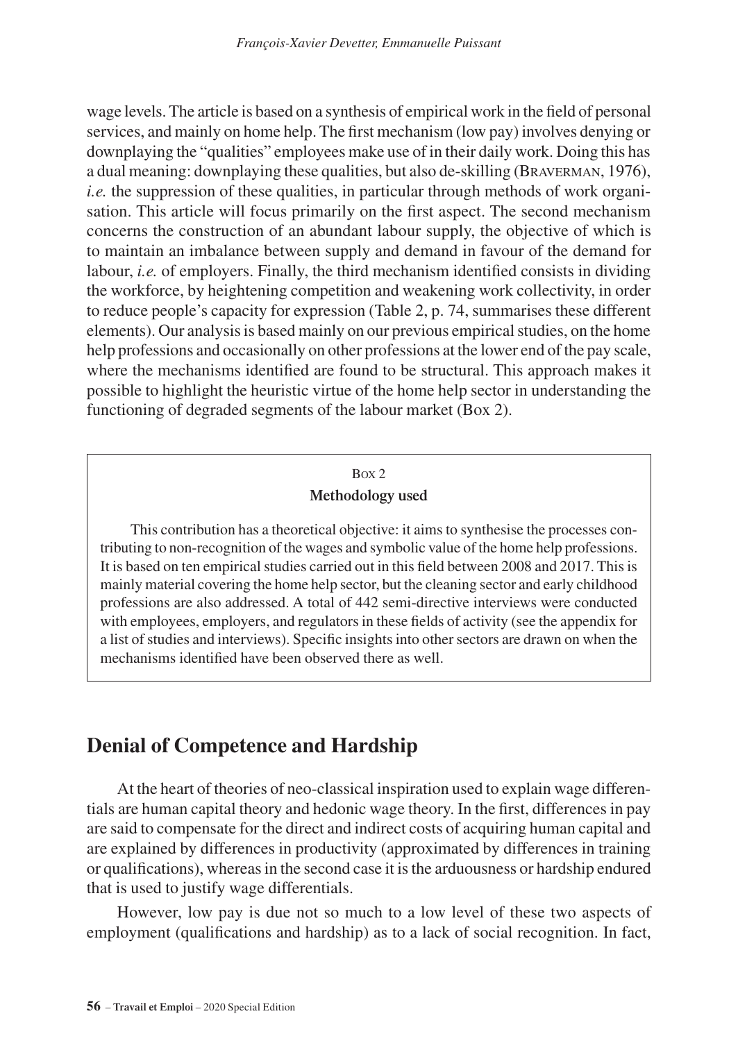wage levels. The article is based on a synthesis of empirical work in the field of personal services, and mainly on home help. The first mechanism (low pay) involves denying or downplaying the "qualities" employees make use of in their daily work. Doing this has a dual meaning: downplaying these qualities, but also de-skilling (Braverman, 1976), *i.e.* the suppression of these qualities, in particular through methods of work organisation. This article will focus primarily on the first aspect. The second mechanism concerns the construction of an abundant labour supply, the objective of which is to maintain an imbalance between supply and demand in favour of the demand for labour, *i.e.* of employers. Finally, the third mechanism identified consists in dividing the workforce, by heightening competition and weakening work collectivity, in order to reduce people's capacity for expression (Table 2, p. 74, summarises these different elements). Our analysis is based mainly on our previous empirical studies, on the home help professions and occasionally on other professions at the lower end of the pay scale, where the mechanisms identified are found to be structural. This approach makes it possible to highlight the heuristic virtue of the home help sector in understanding the functioning of degraded segments of the labour market (Box 2).

> Box 2
>
> **Methodology used**
>
> This contribution has a theoretical objective: it aims to synthesise the processes contributing to non-recognition of the wages and symbolic value of the home help professions. It is based on ten empirical studies carried out in this field between 2008 and 2017. This is mainly material covering the home help sector, but the cleaning sector and early childhood professions are also addressed. A total of 442 semi-directive interviews were conducted with employees, employers, and regulators in these fields of activity (see the appendix for a list of studies and interviews). Specific insights into other sectors are drawn on when the mechanisms identified have been observed there as well.

## Denial of Competence and Hardship

At the heart of theories of neo-classical inspiration used to explain wage differentials are human capital theory and hedonic wage theory. In the first, differences in pay are said to compensate for the direct and indirect costs of acquiring human capital and are explained by differences in productivity (approximated by differences in training or qualifications), whereas in the second case it is the arduousness or hardship endured that is used to justify wage differentials.

However, low pay is due not so much to a low level of these two aspects of employment (qualifications and hardship) as to a lack of social recognition. In fact,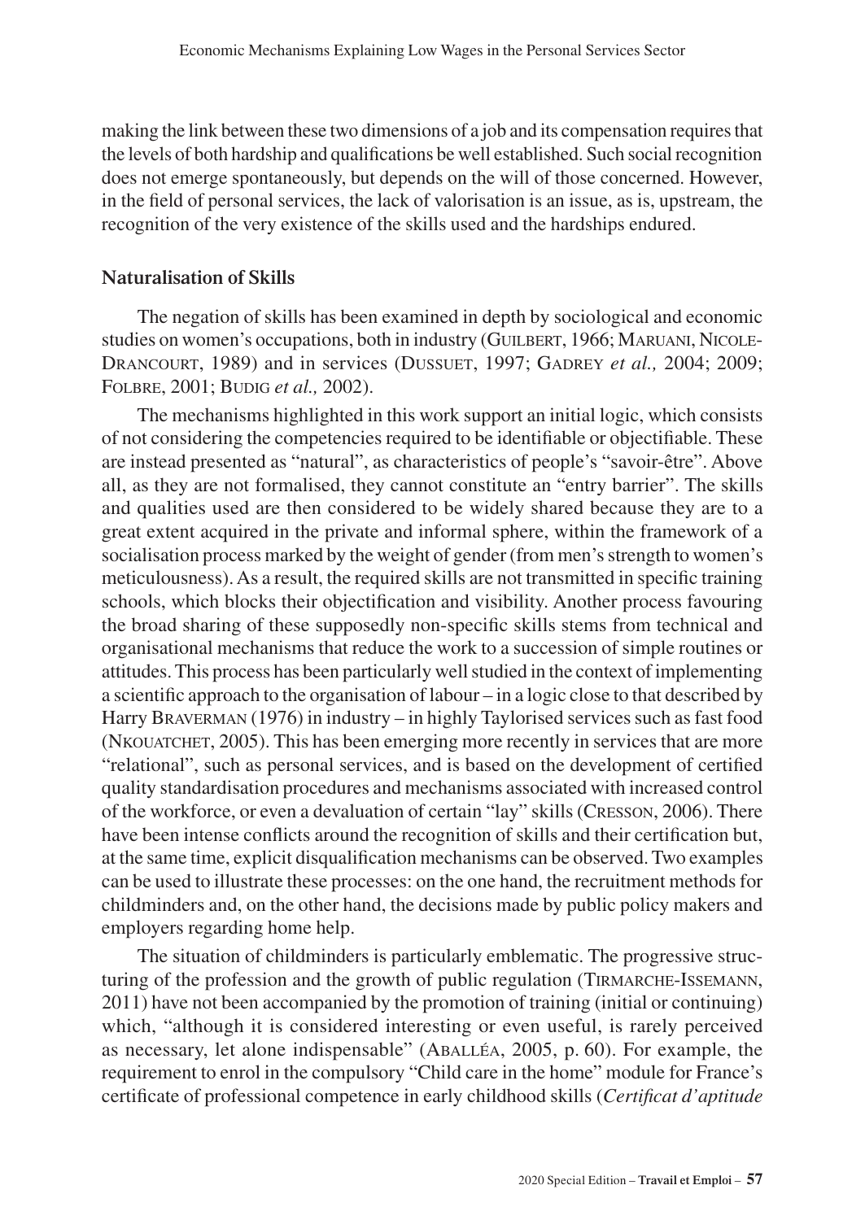making the link between these two dimensions of a job and its compensation requires that the levels of both hardship and qualifications be well established. Such social recognition does not emerge spontaneously, but depends on the will of those concerned. However, in the field of personal services, the lack of valorisation is an issue, as is, upstream, the recognition of the very existence of the skills used and the hardships endured.

### Naturalisation of Skills

The negation of skills has been examined in depth by sociological and economic studies on women's occupations, both in industry (Guilbert, 1966; Maruani, Nicole-Drancourt, 1989) and in services (Dussuet, 1997; Gadrey *et al.,* 2004; 2009; Folbre, 2001; Budig *et al.,* 2002).

The mechanisms highlighted in this work support an initial logic, which consists of not considering the competencies required to be identifiable or objectifiable. These are instead presented as "natural", as characteristics of people's "savoir-être". Above all, as they are not formalised, they cannot constitute an "entry barrier". The skills and qualities used are then considered to be widely shared because they are to a great extent acquired in the private and informal sphere, within the framework of a socialisation process marked by the weight of gender (from men's strength to women's meticulousness). As a result, the required skills are not transmitted in specific training schools, which blocks their objectification and visibility. Another process favouring the broad sharing of these supposedly non-specific skills stems from technical and organisational mechanisms that reduce the work to a succession of simple routines or attitudes. This process has been particularly well studied in the context of implementing a scientific approach to the organisation of labour – in a logic close to that described by Harry Braverman (1976) in industry – in highly Taylorised services such as fast food (Nkouatchet, 2005). This has been emerging more recently in services that are more "relational", such as personal services, and is based on the development of certified quality standardisation procedures and mechanisms associated with increased control of the workforce, or even a devaluation of certain "lay" skills (Cresson, 2006). There have been intense conflicts around the recognition of skills and their certification but, at the same time, explicit disqualification mechanisms can be observed. Two examples can be used to illustrate these processes: on the one hand, the recruitment methods for childminders and, on the other hand, the decisions made by public policy makers and employers regarding home help.

The situation of childminders is particularly emblematic. The progressive structuring of the profession and the growth of public regulation (Tirmarche-Issemann, 2011) have not been accompanied by the promotion of training (initial or continuing) which, "although it is considered interesting or even useful, is rarely perceived as necessary, let alone indispensable" (Aballéa, 2005, p. 60). For example, the requirement to enrol in the compulsory "Child care in the home" module for France's certificate of professional competence in early childhood skills (*Certificat d'aptitude*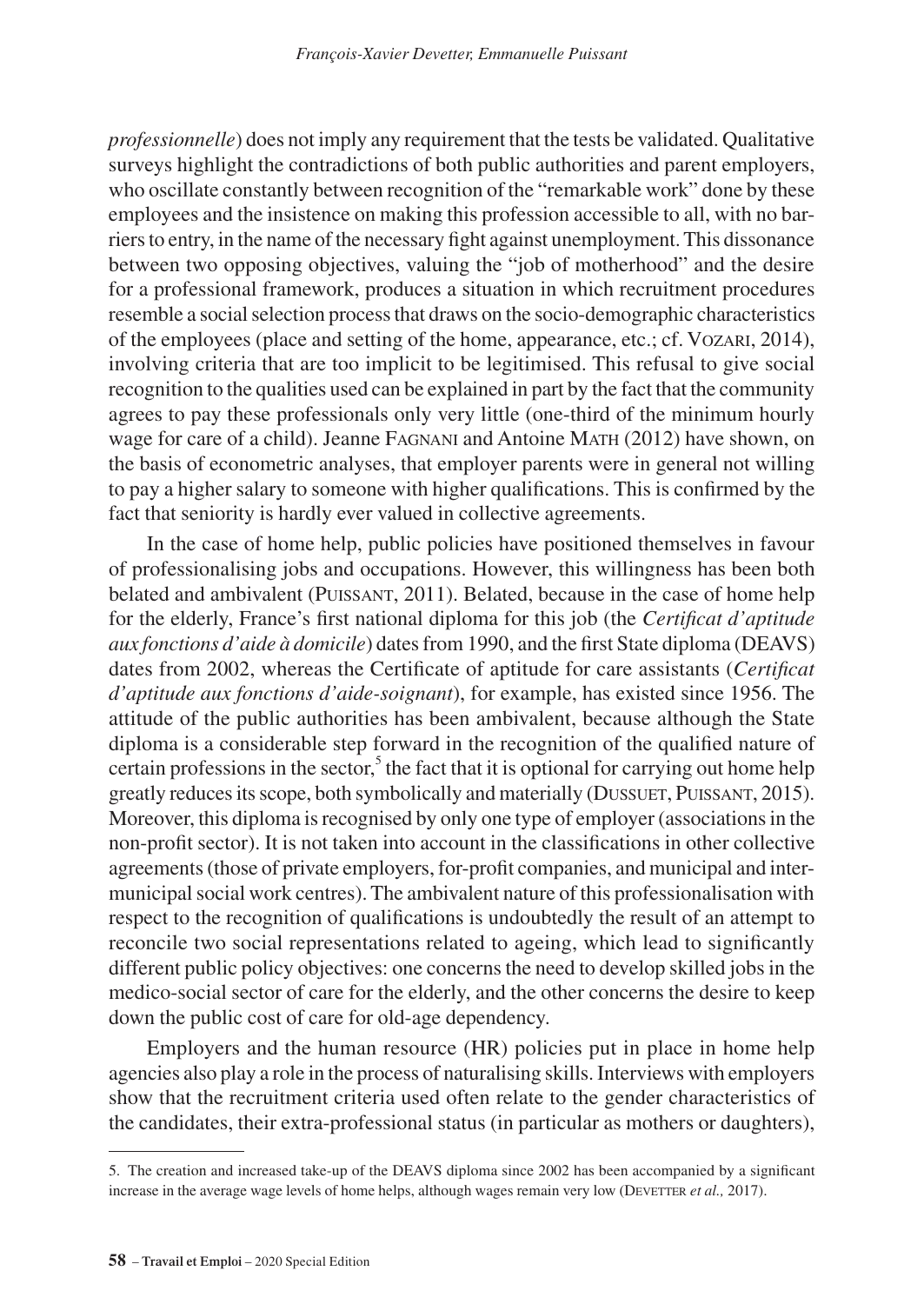*professionnelle*) does not imply any requirement that the tests be validated. Qualitative surveys highlight the contradictions of both public authorities and parent employers, who oscillate constantly between recognition of the "remarkable work" done by these employees and the insistence on making this profession accessible to all, with no barriers to entry, in the name of the necessary fight against unemployment. This dissonance between two opposing objectives, valuing the "job of motherhood" and the desire for a professional framework, produces a situation in which recruitment procedures resemble a social selection process that draws on the socio-demographic characteristics of the employees (place and setting of the home, appearance, etc.; cf. Vozari, 2014), involving criteria that are too implicit to be legitimised. This refusal to give social recognition to the qualities used can be explained in part by the fact that the community agrees to pay these professionals only very little (one-third of the minimum hourly wage for care of a child). Jeanne Fagnani and Antoine Math (2012) have shown, on the basis of econometric analyses, that employer parents were in general not willing to pay a higher salary to someone with higher qualifications. This is confirmed by the fact that seniority is hardly ever valued in collective agreements.

In the case of home help, public policies have positioned themselves in favour of professionalising jobs and occupations. However, this willingness has been both belated and ambivalent (Puissant, 2011). Belated, because in the case of home help for the elderly, France's first national diploma for this job (the *Certificat d'aptitude aux fonctions d'aide à domicile*) dates from 1990, and the first State diploma (DEAVS) dates from 2002, whereas the Certificate of aptitude for care assistants (*Certificat d'aptitude aux fonctions d'aide-soignant*), for example, has existed since 1956. The attitude of the public authorities has been ambivalent, because although the State diploma is a considerable step forward in the recognition of the qualified nature of certain professions in the sector,[5] the fact that it is optional for carrying out home help greatly reduces its scope, both symbolically and materially (Dussuet, Puissant, 2015). Moreover, this diploma is recognised by only one type of employer (associations in the non-profit sector). It is not taken into account in the classifications in other collective agreements (those of private employers, for-profit companies, and municipal and inter-municipal social work centres). The ambivalent nature of this professionalisation with respect to the recognition of qualifications is undoubtedly the result of an attempt to reconcile two social representations related to ageing, which lead to significantly different public policy objectives: one concerns the need to develop skilled jobs in the medico-social sector of care for the elderly, and the other concerns the desire to keep down the public cost of care for old-age dependency.

Employers and the human resource (HR) policies put in place in home help agencies also play a role in the process of naturalising skills. Interviews with employers show that the recruitment criteria used often relate to the gender characteristics of the candidates, their extra-professional status (in particular as mothers or daughters),

---

5. The creation and increased take-up of the DEAVS diploma since 2002 has been accompanied by a significant increase in the average wage levels of home helps, although wages remain very low (Devetter *et al.*, 2017).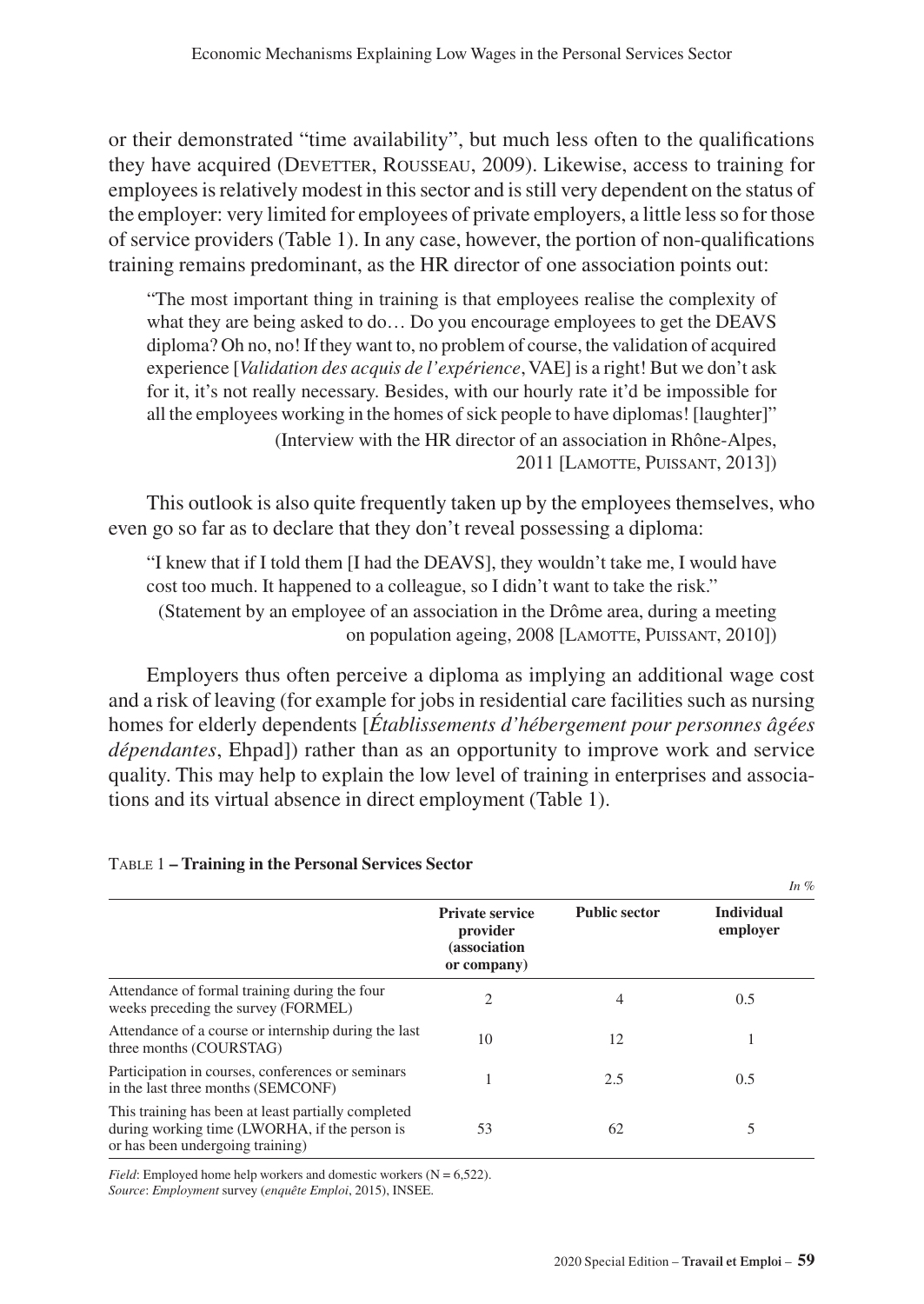or their demonstrated "time availability", but much less often to the qualifications they have acquired (Devetter, Rousseau, 2009). Likewise, access to training for employees is relatively modest in this sector and is still very dependent on the status of the employer: very limited for employees of private employers, a little less so for those of service providers (Table 1). In any case, however, the portion of non-qualifications training remains predominant, as the HR director of one association points out:

> "The most important thing in training is that employees realise the complexity of what they are being asked to do… Do you encourage employees to get the DEAVS diploma? Oh no, no! If they want to, no problem of course, the validation of acquired experience [*Validation des acquis de l'expérience*, VAE] is a right! But we don't ask for it, it's not really necessary. Besides, with our hourly rate it'd be impossible for all the employees working in the homes of sick people to have diplomas! [laughter]"
>
> (Interview with the HR director of an association in Rhône-Alpes, 2011 [Lamotte, Puissant, 2013])

This outlook is also quite frequently taken up by the employees themselves, who even go so far as to declare that they don't reveal possessing a diploma:

> "I knew that if I told them [I had the DEAVS], they wouldn't take me, I would have cost too much. It happened to a colleague, so I didn't want to take the risk."
>
> (Statement by an employee of an association in the Drôme area, during a meeting on population ageing, 2008 [Lamotte, Puissant, 2010])

Employers thus often perceive a diploma as implying an additional wage cost and a risk of leaving (for example for jobs in residential care facilities such as nursing homes for elderly dependents [*Établissements d'hébergement pour personnes âgées dépendantes*, Ehpad]) rather than as an opportunity to improve work and service quality. This may help to explain the low level of training in enterprises and associations and its virtual absence in direct employment (Table 1).

Table 1 – **Training in the Personal Services Sector**

*In %*

| | Private service provider (association or company) | Public sector | Individual employer |
|---|---|---|---|
| Attendance of formal training during the four weeks preceding the survey (FORMEL) | 2 | 4 | 0.5 |
| Attendance of a course or internship during the last three months (COURSTAG) | 10 | 12 | 1 |
| Participation in courses, conferences or seminars in the last three months (SEMCONF) | 1 | 2.5 | 0.5 |
| This training has been at least partially completed during working time (LWORHA, if the person is or has been undergoing training) | 53 | 62 | 5 |

*Field*: Employed home help workers and domestic workers (N = 6,522).
*Source*: *Employment* survey (*enquête Emploi*, 2015), INSEE.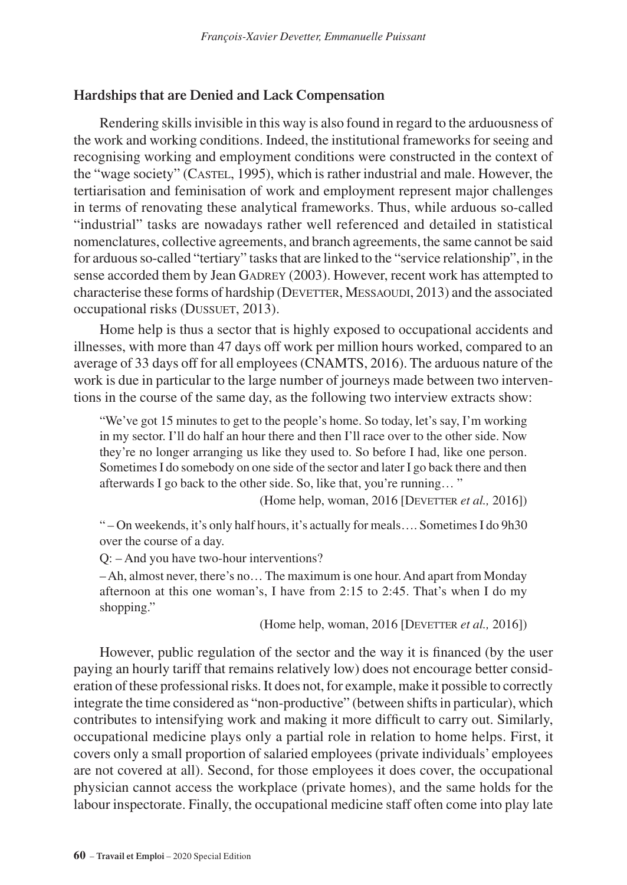### Hardships that are Denied and Lack Compensation

Rendering skills invisible in this way is also found in regard to the arduousness of the work and working conditions. Indeed, the institutional frameworks for seeing and recognising working and employment conditions were constructed in the context of the "wage society" (Castel, 1995), which is rather industrial and male. However, the tertiarisation and feminisation of work and employment represent major challenges in terms of renovating these analytical frameworks. Thus, while arduous so-called "industrial" tasks are nowadays rather well referenced and detailed in statistical nomenclatures, collective agreements, and branch agreements, the same cannot be said for arduous so-called "tertiary" tasks that are linked to the "service relationship", in the sense accorded them by Jean Gadrey (2003). However, recent work has attempted to characterise these forms of hardship (Devetter, Messaoudi, 2013) and the associated occupational risks (Dussuet, 2013).

Home help is thus a sector that is highly exposed to occupational accidents and illnesses, with more than 47 days off work per million hours worked, compared to an average of 33 days off for all employees (CNAMTS, 2016). The arduous nature of the work is due in particular to the large number of journeys made between two interventions in the course of the same day, as the following two interview extracts show:

> "We've got 15 minutes to get to the people's home. So today, let's say, I'm working in my sector. I'll do half an hour there and then I'll race over to the other side. Now they're no longer arranging us like they used to. So before I had, like one person. Sometimes I do somebody on one side of the sector and later I go back there and then afterwards I go back to the other side. So, like that, you're running… "
>
> (Home help, woman, 2016 [Devetter *et al.,* 2016])

> " – On weekends, it's only half hours, it's actually for meals…. Sometimes I do 9h30 over the course of a day.
>
> Q: – And you have two-hour interventions?
>
> – Ah, almost never, there's no… The maximum is one hour. And apart from Monday afternoon at this one woman's, I have from 2:15 to 2:45. That's when I do my shopping."
>
> (Home help, woman, 2016 [Devetter *et al.,* 2016])

However, public regulation of the sector and the way it is financed (by the user paying an hourly tariff that remains relatively low) does not encourage better consideration of these professional risks. It does not, for example, make it possible to correctly integrate the time considered as "non-productive" (between shifts in particular), which contributes to intensifying work and making it more difficult to carry out. Similarly, occupational medicine plays only a partial role in relation to home helps. First, it covers only a small proportion of salaried employees (private individuals' employees are not covered at all). Second, for those employees it does cover, the occupational physician cannot access the workplace (private homes), and the same holds for the labour inspectorate. Finally, the occupational medicine staff often come into play late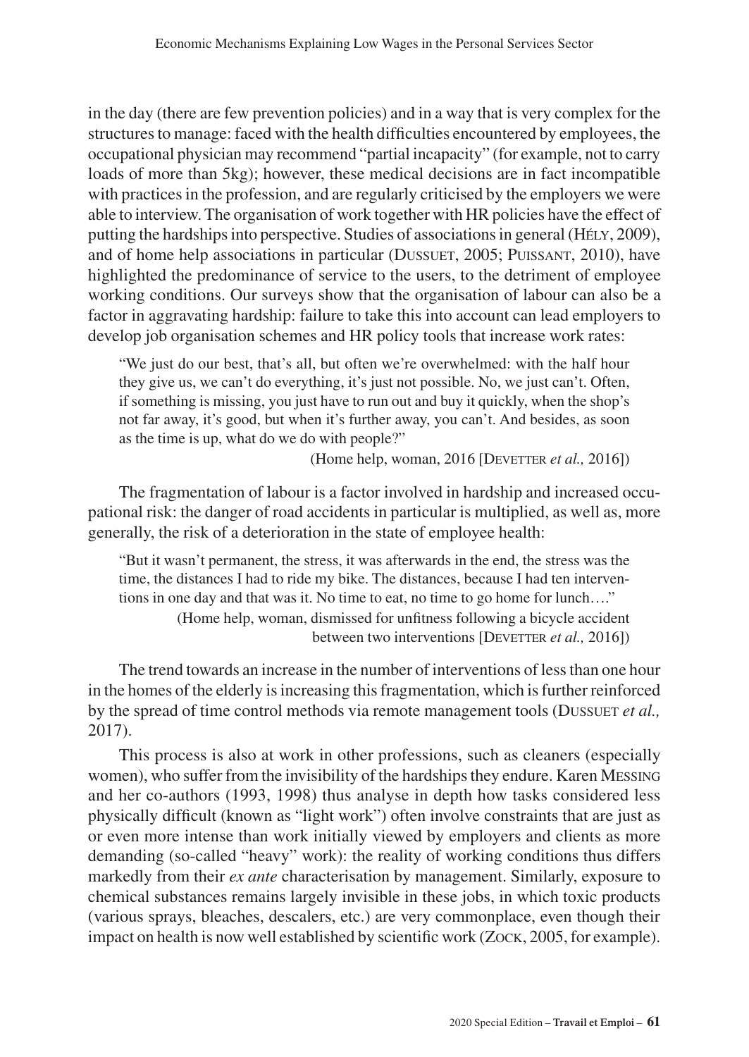in the day (there are few prevention policies) and in a way that is very complex for the structures to manage: faced with the health difficulties encountered by employees, the occupational physician may recommend "partial incapacity" (for example, not to carry loads of more than 5kg); however, these medical decisions are in fact incompatible with practices in the profession, and are regularly criticised by the employers we were able to interview. The organisation of work together with HR policies have the effect of putting the hardships into perspective. Studies of associations in general (Hély, 2009), and of home help associations in particular (Dussuet, 2005; Puissant, 2010), have highlighted the predominance of service to the users, to the detriment of employee working conditions. Our surveys show that the organisation of labour can also be a factor in aggravating hardship: failure to take this into account can lead employers to develop job organisation schemes and HR policy tools that increase work rates:

> "We just do our best, that's all, but often we're overwhelmed: with the half hour they give us, we can't do everything, it's just not possible. No, we just can't. Often, if something is missing, you just have to run out and buy it quickly, when the shop's not far away, it's good, but when it's further away, you can't. And besides, as soon as the time is up, what do we do with people?"
>
> (Home help, woman, 2016 [Devetter *et al.,* 2016])

The fragmentation of labour is a factor involved in hardship and increased occupational risk: the danger of road accidents in particular is multiplied, as well as, more generally, the risk of a deterioration in the state of employee health:

> "But it wasn't permanent, the stress, it was afterwards in the end, the stress was the time, the distances I had to ride my bike. The distances, because I had ten interventions in one day and that was it. No time to eat, no time to go home for lunch…."
>
> (Home help, woman, dismissed for unfitness following a bicycle accident between two interventions [Devetter *et al.,* 2016])

The trend towards an increase in the number of interventions of less than one hour in the homes of the elderly is increasing this fragmentation, which is further reinforced by the spread of time control methods via remote management tools (Dussuet *et al.,* 2017).

This process is also at work in other professions, such as cleaners (especially women), who suffer from the invisibility of the hardships they endure. Karen Messing and her co-authors (1993, 1998) thus analyse in depth how tasks considered less physically difficult (known as "light work") often involve constraints that are just as or even more intense than work initially viewed by employers and clients as more demanding (so-called "heavy" work): the reality of working conditions thus differs markedly from their *ex ante* characterisation by management. Similarly, exposure to chemical substances remains largely invisible in these jobs, in which toxic products (various sprays, bleaches, descalers, etc.) are very commonplace, even though their impact on health is now well established by scientific work (Zock, 2005, for example).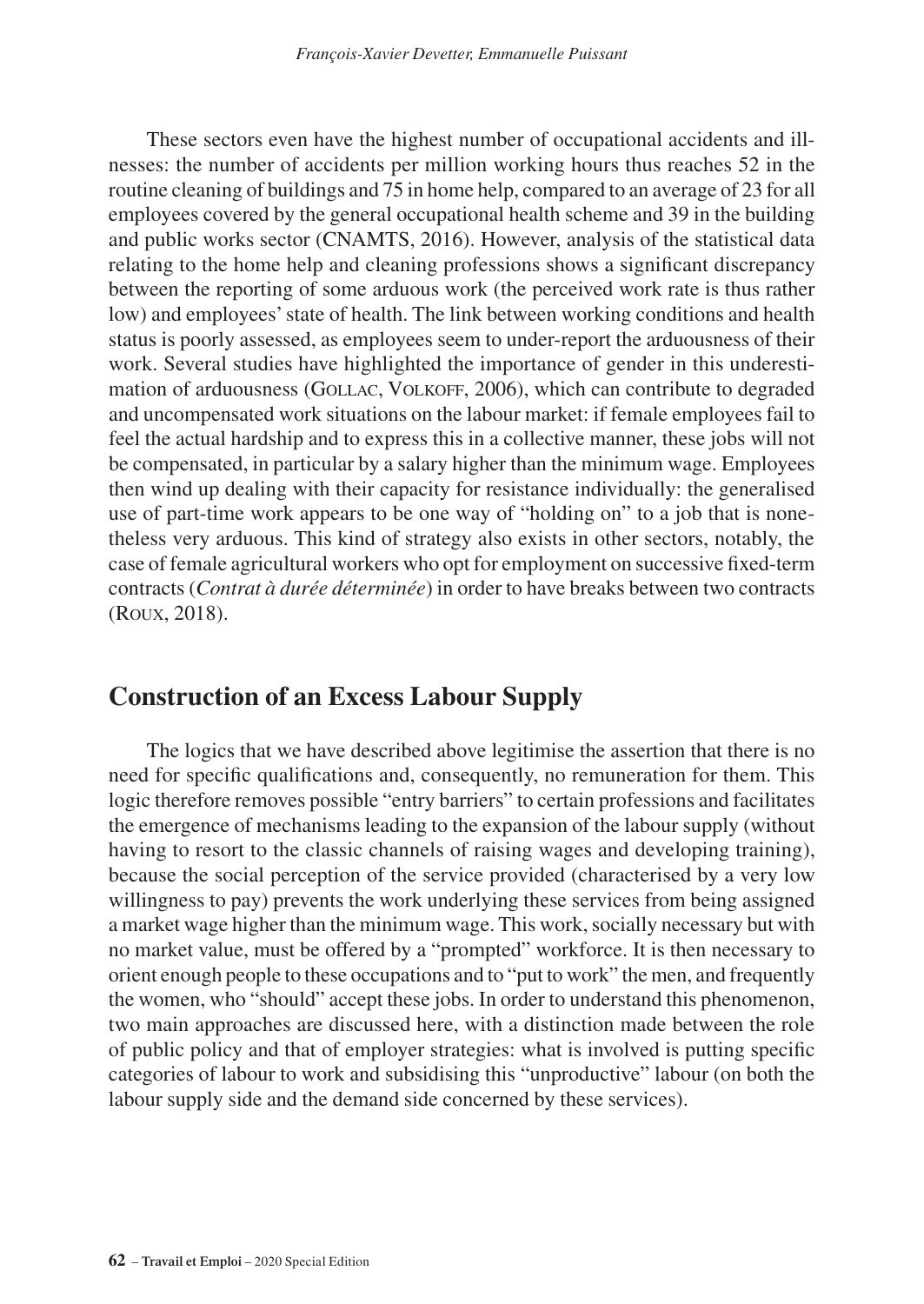These sectors even have the highest number of occupational accidents and illnesses: the number of accidents per million working hours thus reaches 52 in the routine cleaning of buildings and 75 in home help, compared to an average of 23 for all employees covered by the general occupational health scheme and 39 in the building and public works sector (CNAMTS, 2016). However, analysis of the statistical data relating to the home help and cleaning professions shows a significant discrepancy between the reporting of some arduous work (the perceived work rate is thus rather low) and employees' state of health. The link between working conditions and health status is poorly assessed, as employees seem to under-report the arduousness of their work. Several studies have highlighted the importance of gender in this underestimation of arduousness (Gollac, Volkoff, 2006), which can contribute to degraded and uncompensated work situations on the labour market: if female employees fail to feel the actual hardship and to express this in a collective manner, these jobs will not be compensated, in particular by a salary higher than the minimum wage. Employees then wind up dealing with their capacity for resistance individually: the generalised use of part-time work appears to be one way of "holding on" to a job that is nonetheless very arduous. This kind of strategy also exists in other sectors, notably, the case of female agricultural workers who opt for employment on successive fixed-term contracts (*Contrat à durée déterminée*) in order to have breaks between two contracts (Roux, 2018).

## Construction of an Excess Labour Supply

The logics that we have described above legitimise the assertion that there is no need for specific qualifications and, consequently, no remuneration for them. This logic therefore removes possible "entry barriers" to certain professions and facilitates the emergence of mechanisms leading to the expansion of the labour supply (without having to resort to the classic channels of raising wages and developing training), because the social perception of the service provided (characterised by a very low willingness to pay) prevents the work underlying these services from being assigned a market wage higher than the minimum wage. This work, socially necessary but with no market value, must be offered by a "prompted" workforce. It is then necessary to orient enough people to these occupations and to "put to work" the men, and frequently the women, who "should" accept these jobs. In order to understand this phenomenon, two main approaches are discussed here, with a distinction made between the role of public policy and that of employer strategies: what is involved is putting specific categories of labour to work and subsidising this "unproductive" labour (on both the labour supply side and the demand side concerned by these services).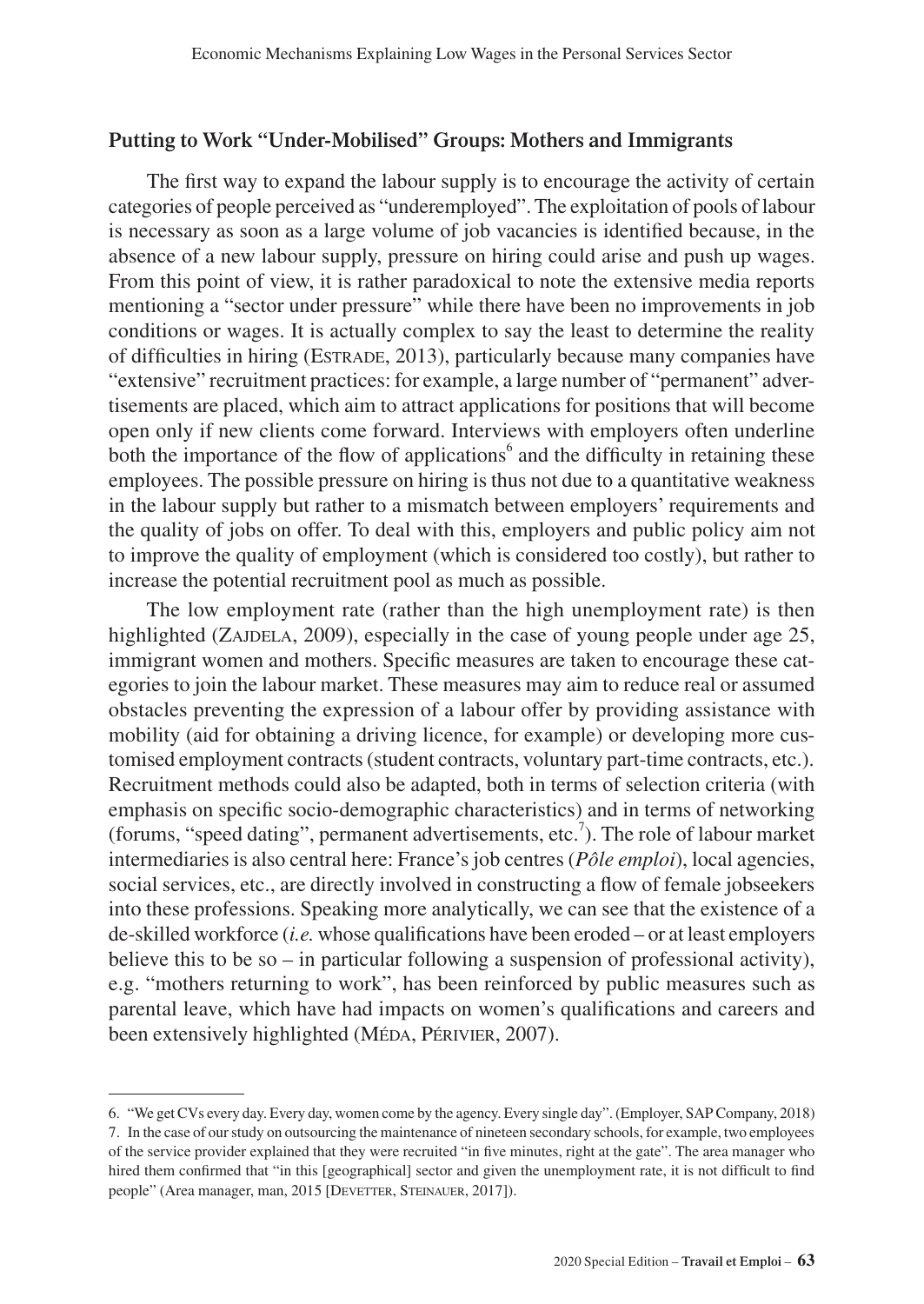### Putting to Work "Under-Mobilised" Groups: Mothers and Immigrants

The first way to expand the labour supply is to encourage the activity of certain categories of people perceived as "underemployed". The exploitation of pools of labour is necessary as soon as a large volume of job vacancies is identified because, in the absence of a new labour supply, pressure on hiring could arise and push up wages. From this point of view, it is rather paradoxical to note the extensive media reports mentioning a "sector under pressure" while there have been no improvements in job conditions or wages. It is actually complex to say the least to determine the reality of difficulties in hiring (Estrade, 2013), particularly because many companies have "extensive" recruitment practices: for example, a large number of "permanent" advertisements are placed, which aim to attract applications for positions that will become open only if new clients come forward. Interviews with employers often underline both the importance of the flow of applications[6] and the difficulty in retaining these employees. The possible pressure on hiring is thus not due to a quantitative weakness in the labour supply but rather to a mismatch between employers' requirements and the quality of jobs on offer. To deal with this, employers and public policy aim not to improve the quality of employment (which is considered too costly), but rather to increase the potential recruitment pool as much as possible.

The low employment rate (rather than the high unemployment rate) is then highlighted (Zajdela, 2009), especially in the case of young people under age 25, immigrant women and mothers. Specific measures are taken to encourage these categories to join the labour market. These measures may aim to reduce real or assumed obstacles preventing the expression of a labour offer by providing assistance with mobility (aid for obtaining a driving licence, for example) or developing more customised employment contracts (student contracts, voluntary part-time contracts, etc.). Recruitment methods could also be adapted, both in terms of selection criteria (with emphasis on specific socio-demographic characteristics) and in terms of networking (forums, "speed dating", permanent advertisements, etc.[7]). The role of labour market intermediaries is also central here: France's job centres (*Pôle emploi*), local agencies, social services, etc., are directly involved in constructing a flow of female jobseekers into these professions. Speaking more analytically, we can see that the existence of a de-skilled workforce (*i.e.* whose qualifications have been eroded – or at least employers believe this to be so – in particular following a suspension of professional activity), e.g. "mothers returning to work", has been reinforced by public measures such as parental leave, which have had impacts on women's qualifications and careers and been extensively highlighted (Méda, Périvier, 2007).

---

6. "We get CVs every day. Every day, women come by the agency. Every single day". (Employer, SAP Company, 2018)

7. In the case of our study on outsourcing the maintenance of nineteen secondary schools, for example, two employees of the service provider explained that they were recruited "in five minutes, right at the gate". The area manager who hired them confirmed that "in this [geographical] sector and given the unemployment rate, it is not difficult to find people" (Area manager, man, 2015 [Devetter, Steinauer, 2017]).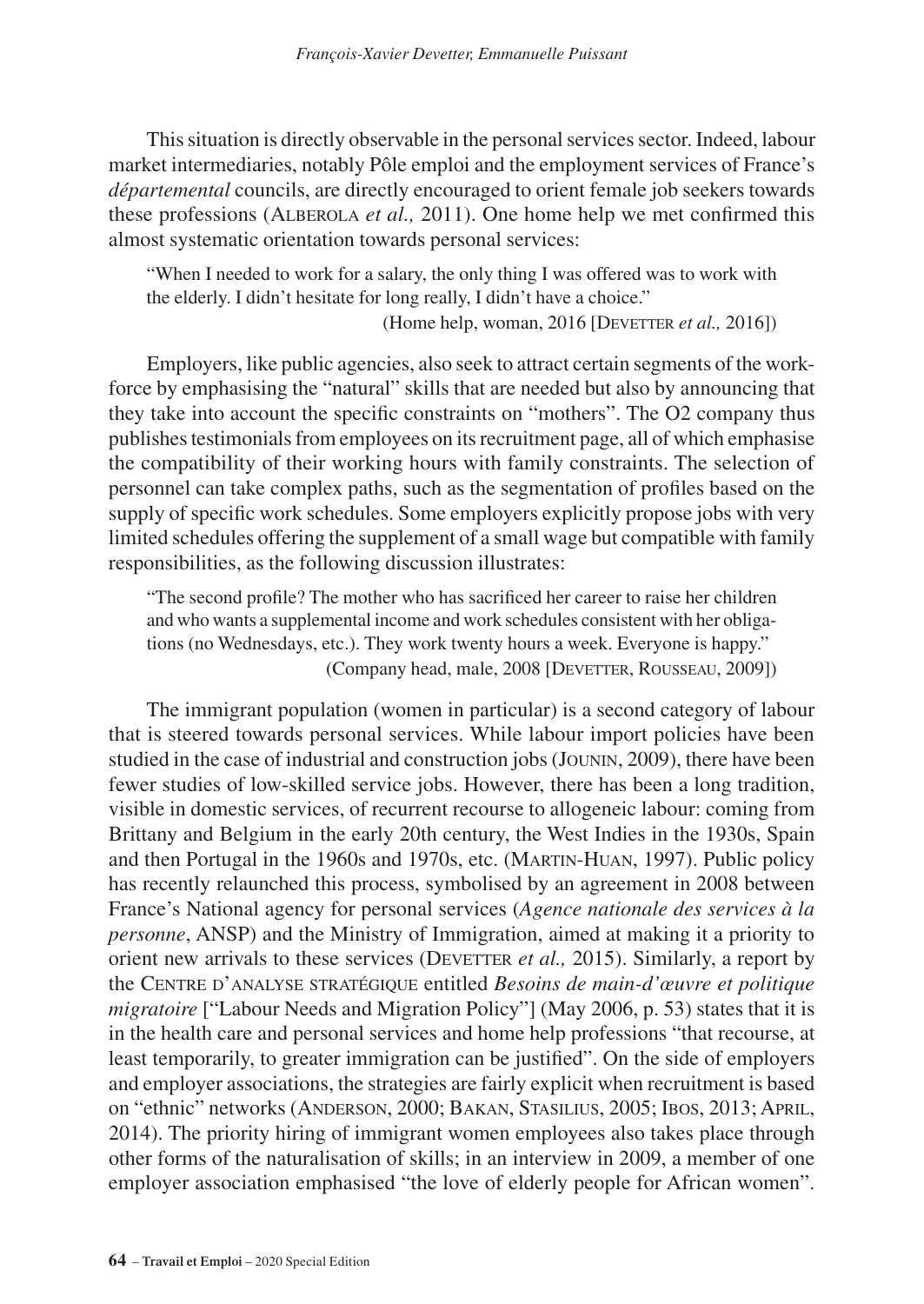This situation is directly observable in the personal services sector. Indeed, labour market intermediaries, notably Pôle emploi and the employment services of France's *départemental* councils, are directly encouraged to orient female job seekers towards these professions (Alberola *et al.,* 2011). One home help we met confirmed this almost systematic orientation towards personal services:

> "When I needed to work for a salary, the only thing I was offered was to work with the elderly. I didn't hesitate for long really, I didn't have a choice."
>
> (Home help, woman, 2016 [Devetter *et al.,* 2016])

Employers, like public agencies, also seek to attract certain segments of the workforce by emphasising the "natural" skills that are needed but also by announcing that they take into account the specific constraints on "mothers". The O2 company thus publishes testimonials from employees on its recruitment page, all of which emphasise the compatibility of their working hours with family constraints. The selection of personnel can take complex paths, such as the segmentation of profiles based on the supply of specific work schedules. Some employers explicitly propose jobs with very limited schedules offering the supplement of a small wage but compatible with family responsibilities, as the following discussion illustrates:

> "The second profile? The mother who has sacrificed her career to raise her children and who wants a supplemental income and work schedules consistent with her obligations (no Wednesdays, etc.). They work twenty hours a week. Everyone is happy."
>
> (Company head, male, 2008 [Devetter, Rousseau, 2009])

The immigrant population (women in particular) is a second category of labour that is steered towards personal services. While labour import policies have been studied in the case of industrial and construction jobs (Jounin, 2009), there have been fewer studies of low-skilled service jobs. However, there has been a long tradition, visible in domestic services, of recurrent recourse to allogeneic labour: coming from Brittany and Belgium in the early 20th century, the West Indies in the 1930s, Spain and then Portugal in the 1960s and 1970s, etc. (Martin-Huan, 1997). Public policy has recently relaunched this process, symbolised by an agreement in 2008 between France's National agency for personal services (*Agence nationale des services à la personne*, ANSP) and the Ministry of Immigration, aimed at making it a priority to orient new arrivals to these services (Devetter *et al.,* 2015). Similarly, a report by the Centre d'analyse stratégique entitled *Besoins de main-d'œuvre et politique migratoire* ["Labour Needs and Migration Policy"] (May 2006, p. 53) states that it is in the health care and personal services and home help professions "that recourse, at least temporarily, to greater immigration can be justified". On the side of employers and employer associations, the strategies are fairly explicit when recruitment is based on "ethnic" networks (Anderson, 2000; Bakan, Stasilius, 2005; Ibos, 2013; April, 2014). The priority hiring of immigrant women employees also takes place through other forms of the naturalisation of skills; in an interview in 2009, a member of one employer association emphasised "the love of elderly people for African women".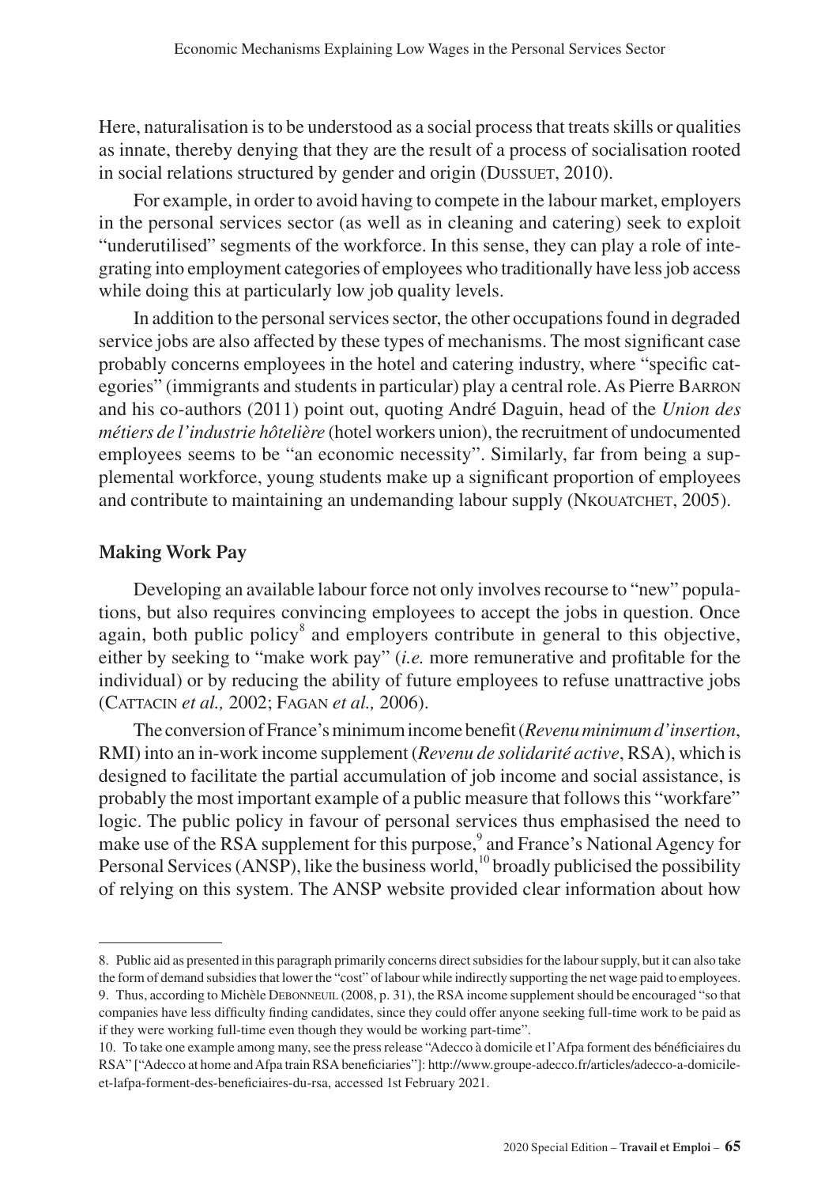Here, naturalisation is to be understood as a social process that treats skills or qualities as innate, thereby denying that they are the result of a process of socialisation rooted in social relations structured by gender and origin (Dussuet, 2010).

For example, in order to avoid having to compete in the labour market, employers in the personal services sector (as well as in cleaning and catering) seek to exploit "underutilised" segments of the workforce. In this sense, they can play a role of integrating into employment categories of employees who traditionally have less job access while doing this at particularly low job quality levels.

In addition to the personal services sector, the other occupations found in degraded service jobs are also affected by these types of mechanisms. The most significant case probably concerns employees in the hotel and catering industry, where "specific categories" (immigrants and students in particular) play a central role. As Pierre Barron and his co-authors (2011) point out, quoting André Daguin, head of the *Union des métiers de l'industrie hôtelière* (hotel workers union), the recruitment of undocumented employees seems to be "an economic necessity". Similarly, far from being a supplemental workforce, young students make up a significant proportion of employees and contribute to maintaining an undemanding labour supply (Nkouatchet, 2005).

## Making Work Pay

Developing an available labour force not only involves recourse to "new" populations, but also requires convincing employees to accept the jobs in question. Once again, both public policy[8] and employers contribute in general to this objective, either by seeking to "make work pay" (*i.e.* more remunerative and profitable for the individual) or by reducing the ability of future employees to refuse unattractive jobs (Cattacin *et al.,* 2002; Fagan *et al.,* 2006).

The conversion of France's minimum income benefit (*Revenu minimum d'insertion*, RMI) into an in-work income supplement (*Revenu de solidarité active*, RSA), which is designed to facilitate the partial accumulation of job income and social assistance, is probably the most important example of a public measure that follows this "workfare" logic. The public policy in favour of personal services thus emphasised the need to make use of the RSA supplement for this purpose,[9] and France's National Agency for Personal Services (ANSP), like the business world,[10] broadly publicised the possibility of relying on this system. The ANSP website provided clear information about how

8. Public aid as presented in this paragraph primarily concerns direct subsidies for the labour supply, but it can also take the form of demand subsidies that lower the "cost" of labour while indirectly supporting the net wage paid to employees.

9. Thus, according to Michèle Debonneuil (2008, p. 31), the RSA income supplement should be encouraged "so that companies have less difficulty finding candidates, since they could offer anyone seeking full-time work to be paid as if they were working full-time even though they would be working part-time".

10. To take one example among many, see the press release "Adecco à domicile et l'Afpa forment des bénéficiaires du RSA" ["Adecco at home and Afpa train RSA beneficiaries"]: http://www.groupe-adecco.fr/articles/adecco-a-domicile-et-lafpa-forment-des-beneficiaires-du-rsa, accessed 1st February 2021.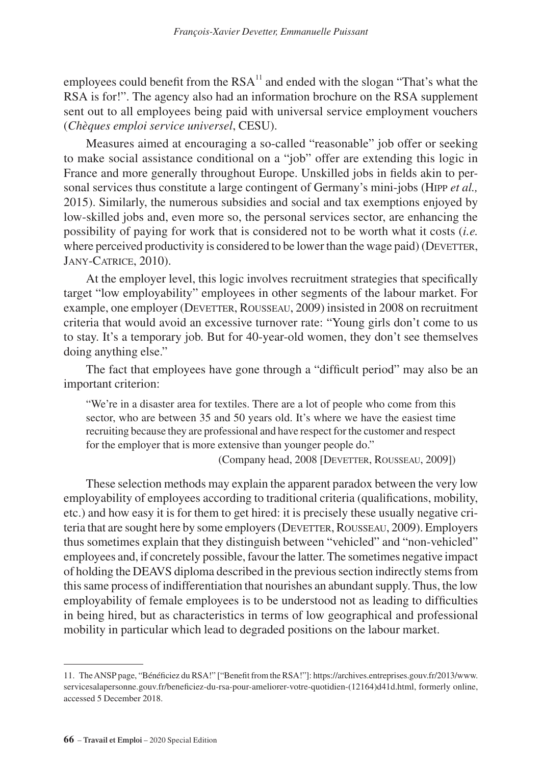employees could benefit from the RSA[11] and ended with the slogan "That's what the RSA is for!". The agency also had an information brochure on the RSA supplement sent out to all employees being paid with universal service employment vouchers (*Chèques emploi service universel*, CESU).

Measures aimed at encouraging a so-called "reasonable" job offer or seeking to make social assistance conditional on a "job" offer are extending this logic in France and more generally throughout Europe. Unskilled jobs in fields akin to personal services thus constitute a large contingent of Germany's mini-jobs (Hipp *et al.,* 2015). Similarly, the numerous subsidies and social and tax exemptions enjoyed by low-skilled jobs and, even more so, the personal services sector, are enhancing the possibility of paying for work that is considered not to be worth what it costs (*i.e.* where perceived productivity is considered to be lower than the wage paid) (Devetter, Jany-Catrice, 2010).

At the employer level, this logic involves recruitment strategies that specifically target "low employability" employees in other segments of the labour market. For example, one employer (Devetter, Rousseau, 2009) insisted in 2008 on recruitment criteria that would avoid an excessive turnover rate: "Young girls don't come to us to stay. It's a temporary job. But for 40-year-old women, they don't see themselves doing anything else."

The fact that employees have gone through a "difficult period" may also be an important criterion:

> "We're in a disaster area for textiles. There are a lot of people who come from this sector, who are between 35 and 50 years old. It's where we have the easiest time recruiting because they are professional and have respect for the customer and respect for the employer that is more extensive than younger people do."
>
> (Company head, 2008 [Devetter, Rousseau, 2009])

These selection methods may explain the apparent paradox between the very low employability of employees according to traditional criteria (qualifications, mobility, etc.) and how easy it is for them to get hired: it is precisely these usually negative criteria that are sought here by some employers (Devetter, Rousseau, 2009). Employers thus sometimes explain that they distinguish between "vehicled" and "non-vehicled" employees and, if concretely possible, favour the latter. The sometimes negative impact of holding the DEAVS diploma described in the previous section indirectly stems from this same process of indifferentiation that nourishes an abundant supply. Thus, the low employability of female employees is to be understood not as leading to difficulties in being hired, but as characteristics in terms of low geographical and professional mobility in particular which lead to degraded positions on the labour market.

---

11. The ANSP page, "Bénéficiez du RSA!" ["Benefit from the RSA!"]: https://archives.entreprises.gouv.fr/2013/www.servicesalapersonne.gouv.fr/beneficiez-du-rsa-pour-ameliorer-votre-quotidien-(12164)d41d.html, formerly online, accessed 5 December 2018.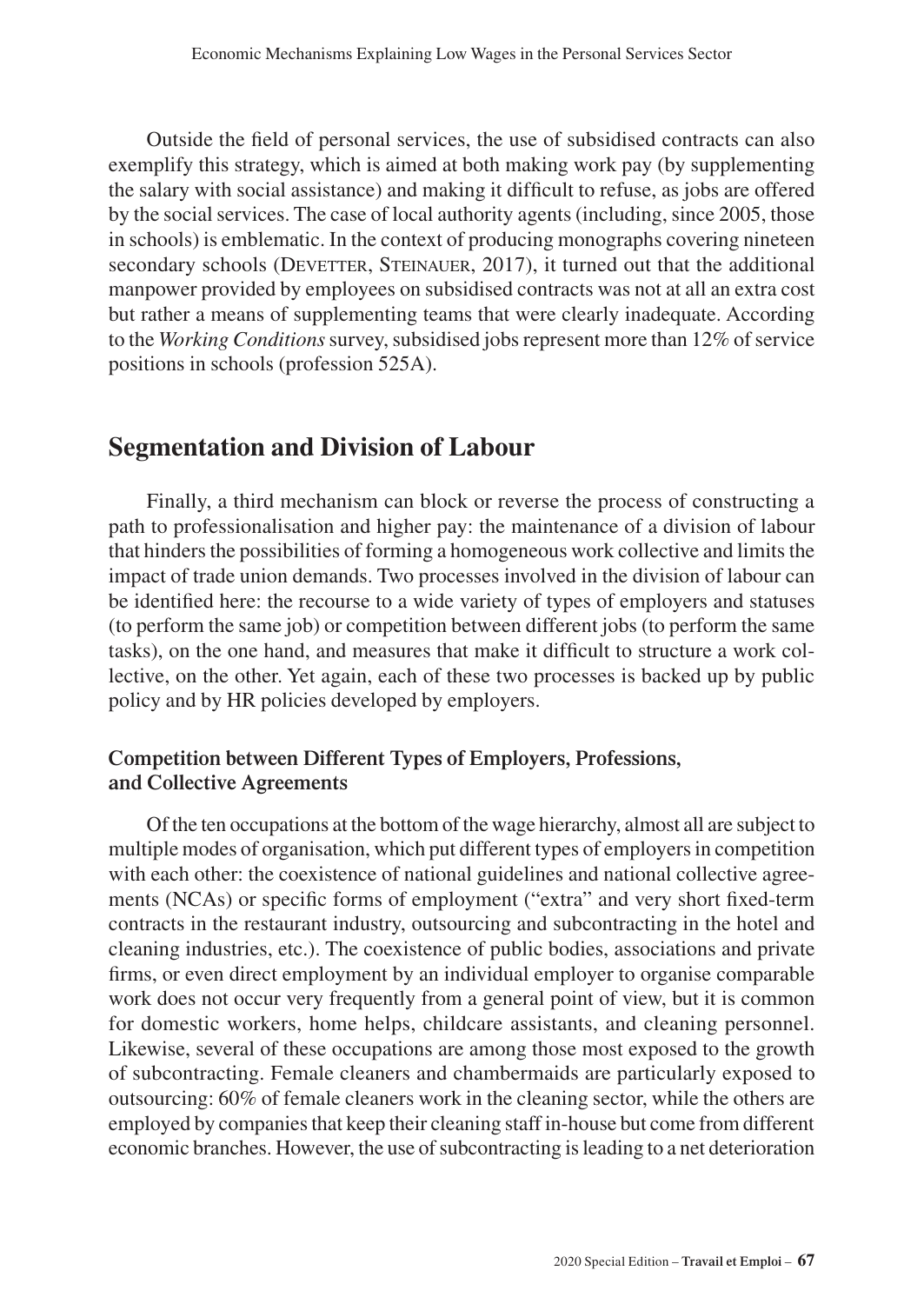Outside the field of personal services, the use of subsidised contracts can also exemplify this strategy, which is aimed at both making work pay (by supplementing the salary with social assistance) and making it difficult to refuse, as jobs are offered by the social services. The case of local authority agents (including, since 2005, those in schools) is emblematic. In the context of producing monographs covering nineteen secondary schools (Devetter, Steinauer, 2017), it turned out that the additional manpower provided by employees on subsidised contracts was not at all an extra cost but rather a means of supplementing teams that were clearly inadequate. According to the *Working Conditions* survey, subsidised jobs represent more than 12% of service positions in schools (profession 525A).

## Segmentation and Division of Labour

Finally, a third mechanism can block or reverse the process of constructing a path to professionalisation and higher pay: the maintenance of a division of labour that hinders the possibilities of forming a homogeneous work collective and limits the impact of trade union demands. Two processes involved in the division of labour can be identified here: the recourse to a wide variety of types of employers and statuses (to perform the same job) or competition between different jobs (to perform the same tasks), on the one hand, and measures that make it difficult to structure a work collective, on the other. Yet again, each of these two processes is backed up by public policy and by HR policies developed by employers.

### Competition between Different Types of Employers, Professions, and Collective Agreements

Of the ten occupations at the bottom of the wage hierarchy, almost all are subject to multiple modes of organisation, which put different types of employers in competition with each other: the coexistence of national guidelines and national collective agreements (NCAs) or specific forms of employment ("extra" and very short fixed-term contracts in the restaurant industry, outsourcing and subcontracting in the hotel and cleaning industries, etc.). The coexistence of public bodies, associations and private firms, or even direct employment by an individual employer to organise comparable work does not occur very frequently from a general point of view, but it is common for domestic workers, home helps, childcare assistants, and cleaning personnel. Likewise, several of these occupations are among those most exposed to the growth of subcontracting. Female cleaners and chambermaids are particularly exposed to outsourcing: 60% of female cleaners work in the cleaning sector, while the others are employed by companies that keep their cleaning staff in-house but come from different economic branches. However, the use of subcontracting is leading to a net deterioration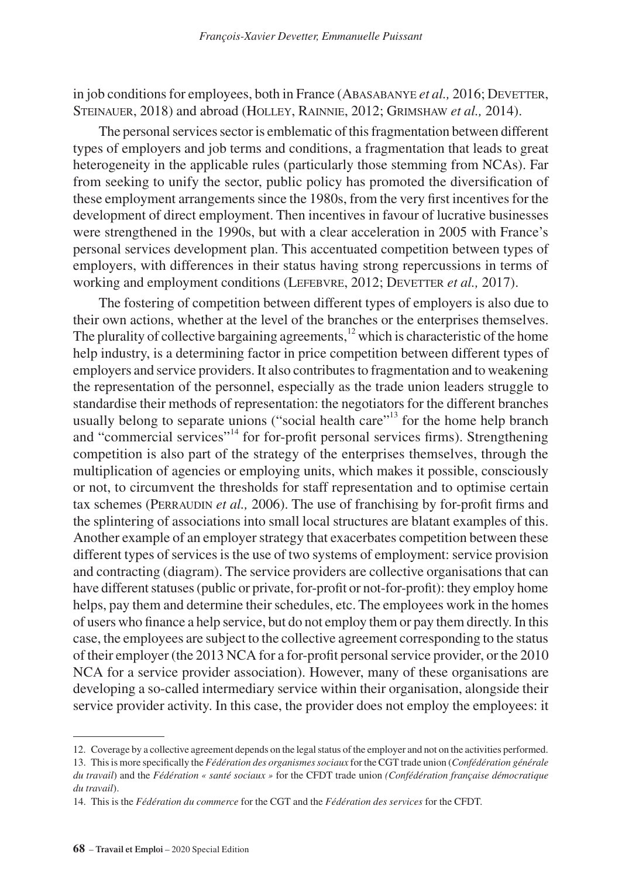in job conditions for employees, both in France (Abasabanye *et al.,* 2016; Devetter, Steinauer, 2018) and abroad (Holley, Rainnie, 2012; Grimshaw *et al.,* 2014).

The personal services sector is emblematic of this fragmentation between different types of employers and job terms and conditions, a fragmentation that leads to great heterogeneity in the applicable rules (particularly those stemming from NCAs). Far from seeking to unify the sector, public policy has promoted the diversification of these employment arrangements since the 1980s, from the very first incentives for the development of direct employment. Then incentives in favour of lucrative businesses were strengthened in the 1990s, but with a clear acceleration in 2005 with France's personal services development plan. This accentuated competition between types of employers, with differences in their status having strong repercussions in terms of working and employment conditions (Lefebvre, 2012; Devetter *et al.,* 2017).

The fostering of competition between different types of employers is also due to their own actions, whether at the level of the branches or the enterprises themselves. The plurality of collective bargaining agreements,[12] which is characteristic of the home help industry, is a determining factor in price competition between different types of employers and service providers. It also contributes to fragmentation and to weakening the representation of the personnel, especially as the trade union leaders struggle to standardise their methods of representation: the negotiators for the different branches usually belong to separate unions ("social health care"[13] for the home help branch and "commercial services"[14] for for-profit personal services firms). Strengthening competition is also part of the strategy of the enterprises themselves, through the multiplication of agencies or employing units, which makes it possible, consciously or not, to circumvent the thresholds for staff representation and to optimise certain tax schemes (Perraudin *et al.,* 2006). The use of franchising by for-profit firms and the splintering of associations into small local structures are blatant examples of this. Another example of an employer strategy that exacerbates competition between these different types of services is the use of two systems of employment: service provision and contracting (diagram). The service providers are collective organisations that can have different statuses (public or private, for-profit or not-for-profit): they employ home helps, pay them and determine their schedules, etc. The employees work in the homes of users who finance a help service, but do not employ them or pay them directly. In this case, the employees are subject to the collective agreement corresponding to the status of their employer (the 2013 NCA for a for-profit personal service provider, or the 2010 NCA for a service provider association). However, many of these organisations are developing a so-called intermediary service within their organisation, alongside their service provider activity. In this case, the provider does not employ the employees: it

---

12. Coverage by a collective agreement depends on the legal status of the employer and not on the activities performed.

13. This is more specifically the *Fédération des organismes sociaux* for the CGT trade union (*Confédération générale du travail*) and the *Fédération « santé sociaux »* for the CFDT trade union *(Confédération française démocratique du travail*).

14. This is the *Fédération du commerce* for the CGT and the *Fédération des services* for the CFDT.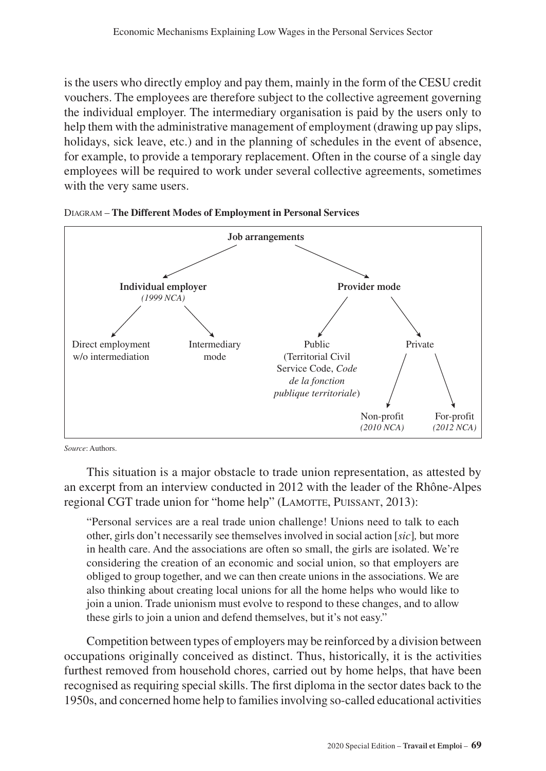is the users who directly employ and pay them, mainly in the form of the CESU credit vouchers. The employees are therefore subject to the collective agreement governing the individual employer. The intermediary organisation is paid by the users only to help them with the administrative management of employment (drawing up pay slips, holidays, sick leave, etc.) and in the planning of schedules in the event of absence, for example, to provide a temporary replacement. Often in the course of a single day employees will be required to work under several collective agreements, sometimes with the very same users.

DIAGRAM – **The Different Modes of Employment in Personal Services**

- **Job arrangements**
  - **Individual employer** *(1999 NCA)*
    - Direct employment w/o intermediation
    - Intermediary mode
  - **Provider mode**
    - Public (Territorial Civil Service Code, *Code de la fonction publique territoriale*)
    - Private
      - Non-profit *(2010 NCA)*
      - For-profit *(2012 NCA)*

*Source*: Authors.

This situation is a major obstacle to trade union representation, as attested by an excerpt from an interview conducted in 2012 with the leader of the Rhône-Alpes regional CGT trade union for "home help" (Lamotte, Puissant, 2013):

> "Personal services are a real trade union challenge! Unions need to talk to each other, girls don't necessarily see themselves involved in social action [*sic*], but more in health care. And the associations are often so small, the girls are isolated. We're considering the creation of an economic and social union, so that employers are obliged to group together, and we can then create unions in the associations. We are also thinking about creating local unions for all the home helps who would like to join a union. Trade unionism must evolve to respond to these changes, and to allow these girls to join a union and defend themselves, but it's not easy."

Competition between types of employers may be reinforced by a division between occupations originally conceived as distinct. Thus, historically, it is the activities furthest removed from household chores, carried out by home helps, that have been recognised as requiring special skills. The first diploma in the sector dates back to the 1950s, and concerned home help to families involving so-called educational activities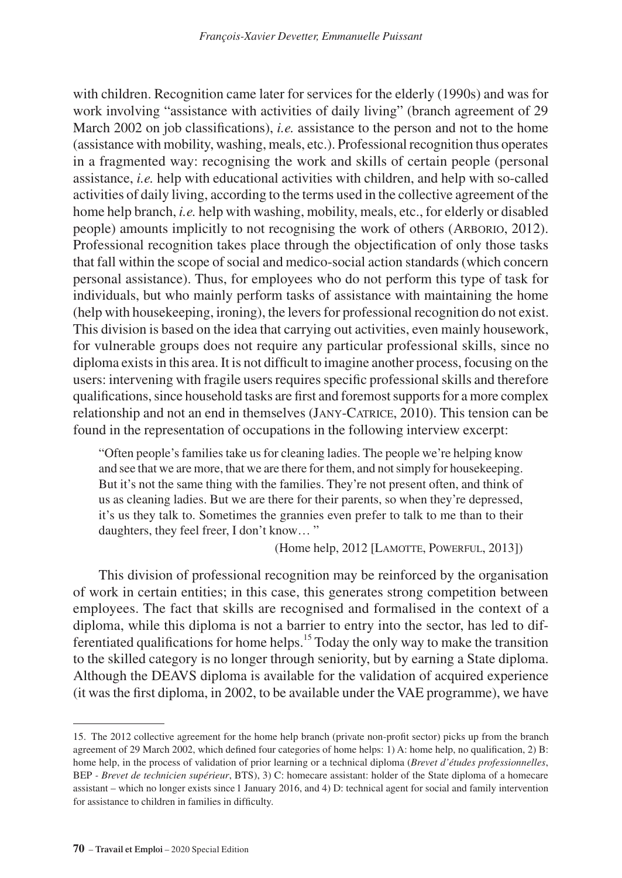with children. Recognition came later for services for the elderly (1990s) and was for work involving "assistance with activities of daily living" (branch agreement of 29 March 2002 on job classifications), *i.e.* assistance to the person and not to the home (assistance with mobility, washing, meals, etc.). Professional recognition thus operates in a fragmented way: recognising the work and skills of certain people (personal assistance, *i.e.* help with educational activities with children, and help with so-called activities of daily living, according to the terms used in the collective agreement of the home help branch, *i.e.* help with washing, mobility, meals, etc., for elderly or disabled people) amounts implicitly to not recognising the work of others (Arborio, 2012). Professional recognition takes place through the objectification of only those tasks that fall within the scope of social and medico-social action standards (which concern personal assistance). Thus, for employees who do not perform this type of task for individuals, but who mainly perform tasks of assistance with maintaining the home (help with housekeeping, ironing), the levers for professional recognition do not exist. This division is based on the idea that carrying out activities, even mainly housework, for vulnerable groups does not require any particular professional skills, since no diploma exists in this area. It is not difficult to imagine another process, focusing on the users: intervening with fragile users requires specific professional skills and therefore qualifications, since household tasks are first and foremost supports for a more complex relationship and not an end in themselves (Jany-Catrice, 2010). This tension can be found in the representation of occupations in the following interview excerpt:

> "Often people's families take us for cleaning ladies. The people we're helping know and see that we are more, that we are there for them, and not simply for housekeeping. But it's not the same thing with the families. They're not present often, and think of us as cleaning ladies. But we are there for their parents, so when they're depressed, it's us they talk to. Sometimes the grannies even prefer to talk to me than to their daughters, they feel freer, I don't know… "
>
> (Home help, 2012 [Lamotte, Powerful, 2013])

This division of professional recognition may be reinforced by the organisation of work in certain entities; in this case, this generates strong competition between employees. The fact that skills are recognised and formalised in the context of a diploma, while this diploma is not a barrier to entry into the sector, has led to differentiated qualifications for home helps.[15] Today the only way to make the transition to the skilled category is no longer through seniority, but by earning a State diploma. Although the DEAVS diploma is available for the validation of acquired experience (it was the first diploma, in 2002, to be available under the VAE programme), we have

15. The 2012 collective agreement for the home help branch (private non-profit sector) picks up from the branch agreement of 29 March 2002, which defined four categories of home helps: 1) A: home help, no qualification, 2) B: home help, in the process of validation of prior learning or a technical diploma (*Brevet d'études professionnelles*, BEP - *Brevet de technicien supérieur*, BTS), 3) C: homecare assistant: holder of the State diploma of a homecare assistant – which no longer exists since 1 January 2016, and 4) D: technical agent for social and family intervention for assistance to children in families in difficulty.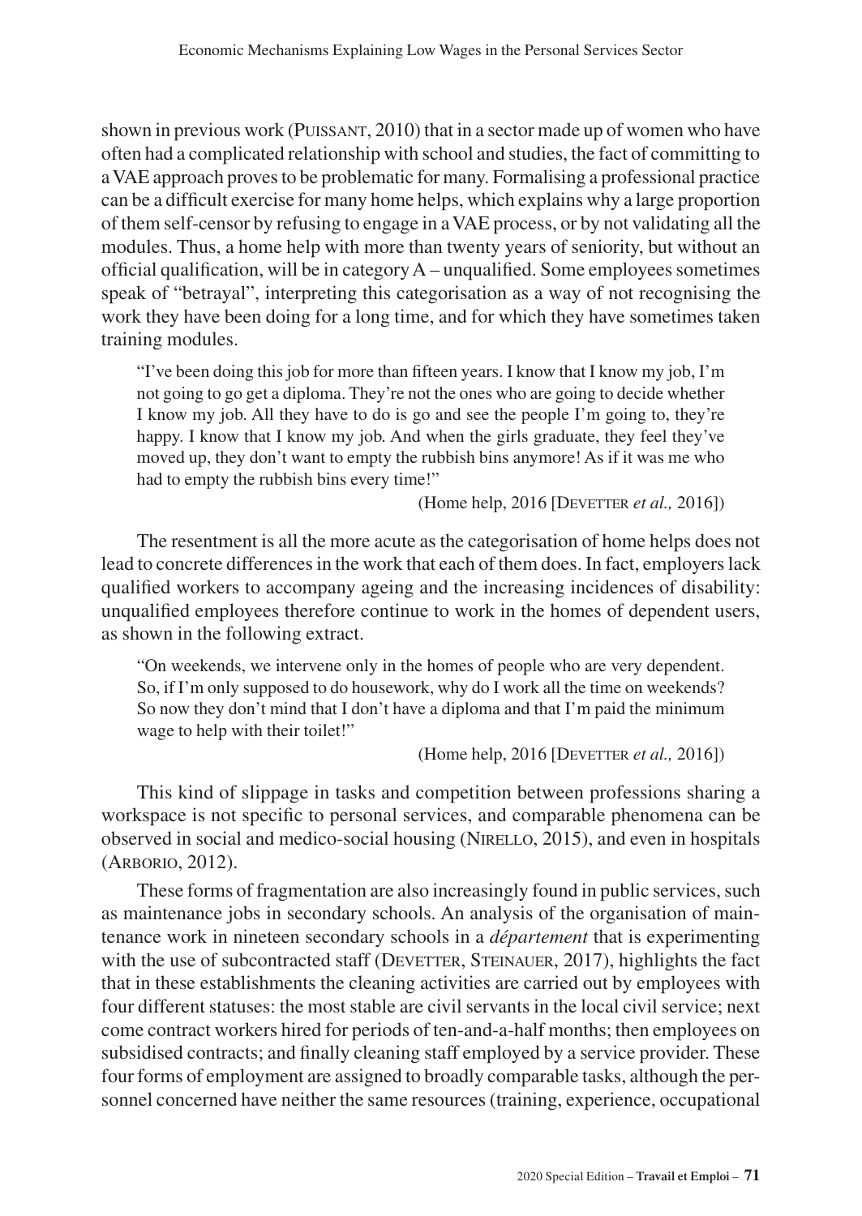shown in previous work (Puissant, 2010) that in a sector made up of women who have often had a complicated relationship with school and studies, the fact of committing to a VAE approach proves to be problematic for many. Formalising a professional practice can be a difficult exercise for many home helps, which explains why a large proportion of them self-censor by refusing to engage in a VAE process, or by not validating all the modules. Thus, a home help with more than twenty years of seniority, but without an official qualification, will be in category A – unqualified. Some employees sometimes speak of "betrayal", interpreting this categorisation as a way of not recognising the work they have been doing for a long time, and for which they have sometimes taken training modules.

> "I've been doing this job for more than fifteen years. I know that I know my job, I'm not going to go get a diploma. They're not the ones who are going to decide whether I know my job. All they have to do is go and see the people I'm going to, they're happy. I know that I know my job. And when the girls graduate, they feel they've moved up, they don't want to empty the rubbish bins anymore! As if it was me who had to empty the rubbish bins every time!"
>
> (Home help, 2016 [Devetter *et al.,* 2016])

The resentment is all the more acute as the categorisation of home helps does not lead to concrete differences in the work that each of them does. In fact, employers lack qualified workers to accompany ageing and the increasing incidences of disability: unqualified employees therefore continue to work in the homes of dependent users, as shown in the following extract.

> "On weekends, we intervene only in the homes of people who are very dependent. So, if I'm only supposed to do housework, why do I work all the time on weekends? So now they don't mind that I don't have a diploma and that I'm paid the minimum wage to help with their toilet!"
>
> (Home help, 2016 [Devetter *et al.,* 2016])

This kind of slippage in tasks and competition between professions sharing a workspace is not specific to personal services, and comparable phenomena can be observed in social and medico-social housing (Nirello, 2015), and even in hospitals (Arborio, 2012).

These forms of fragmentation are also increasingly found in public services, such as maintenance jobs in secondary schools. An analysis of the organisation of maintenance work in nineteen secondary schools in a *département* that is experimenting with the use of subcontracted staff (Devetter, Steinauer, 2017), highlights the fact that in these establishments the cleaning activities are carried out by employees with four different statuses: the most stable are civil servants in the local civil service; next come contract workers hired for periods of ten-and-a-half months; then employees on subsidised contracts; and finally cleaning staff employed by a service provider. These four forms of employment are assigned to broadly comparable tasks, although the personnel concerned have neither the same resources (training, experience, occupational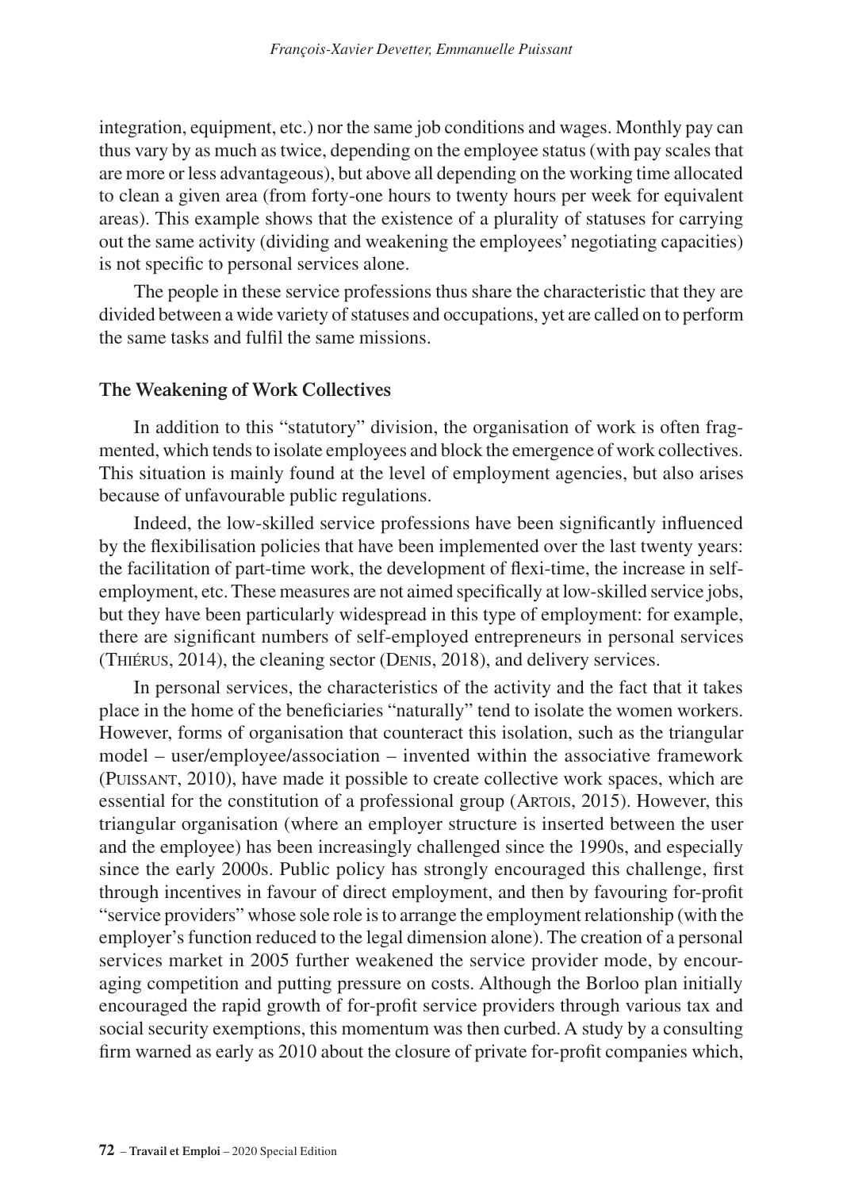integration, equipment, etc.) nor the same job conditions and wages. Monthly pay can thus vary by as much as twice, depending on the employee status (with pay scales that are more or less advantageous), but above all depending on the working time allocated to clean a given area (from forty-one hours to twenty hours per week for equivalent areas). This example shows that the existence of a plurality of statuses for carrying out the same activity (dividing and weakening the employees' negotiating capacities) is not specific to personal services alone.

The people in these service professions thus share the characteristic that they are divided between a wide variety of statuses and occupations, yet are called on to perform the same tasks and fulfil the same missions.

## The Weakening of Work Collectives

In addition to this "statutory" division, the organisation of work is often fragmented, which tends to isolate employees and block the emergence of work collectives. This situation is mainly found at the level of employment agencies, but also arises because of unfavourable public regulations.

Indeed, the low-skilled service professions have been significantly influenced by the flexibilisation policies that have been implemented over the last twenty years: the facilitation of part-time work, the development of flexi-time, the increase in self-employment, etc. These measures are not aimed specifically at low-skilled service jobs, but they have been particularly widespread in this type of employment: for example, there are significant numbers of self-employed entrepreneurs in personal services (Thiérus, 2014), the cleaning sector (Denis, 2018), and delivery services.

In personal services, the characteristics of the activity and the fact that it takes place in the home of the beneficiaries "naturally" tend to isolate the women workers. However, forms of organisation that counteract this isolation, such as the triangular model – user/employee/association – invented within the associative framework (Puissant, 2010), have made it possible to create collective work spaces, which are essential for the constitution of a professional group (Artois, 2015). However, this triangular organisation (where an employer structure is inserted between the user and the employee) has been increasingly challenged since the 1990s, and especially since the early 2000s. Public policy has strongly encouraged this challenge, first through incentives in favour of direct employment, and then by favouring for-profit "service providers" whose sole role is to arrange the employment relationship (with the employer's function reduced to the legal dimension alone). The creation of a personal services market in 2005 further weakened the service provider mode, by encouraging competition and putting pressure on costs. Although the Borloo plan initially encouraged the rapid growth of for-profit service providers through various tax and social security exemptions, this momentum was then curbed. A study by a consulting firm warned as early as 2010 about the closure of private for-profit companies which,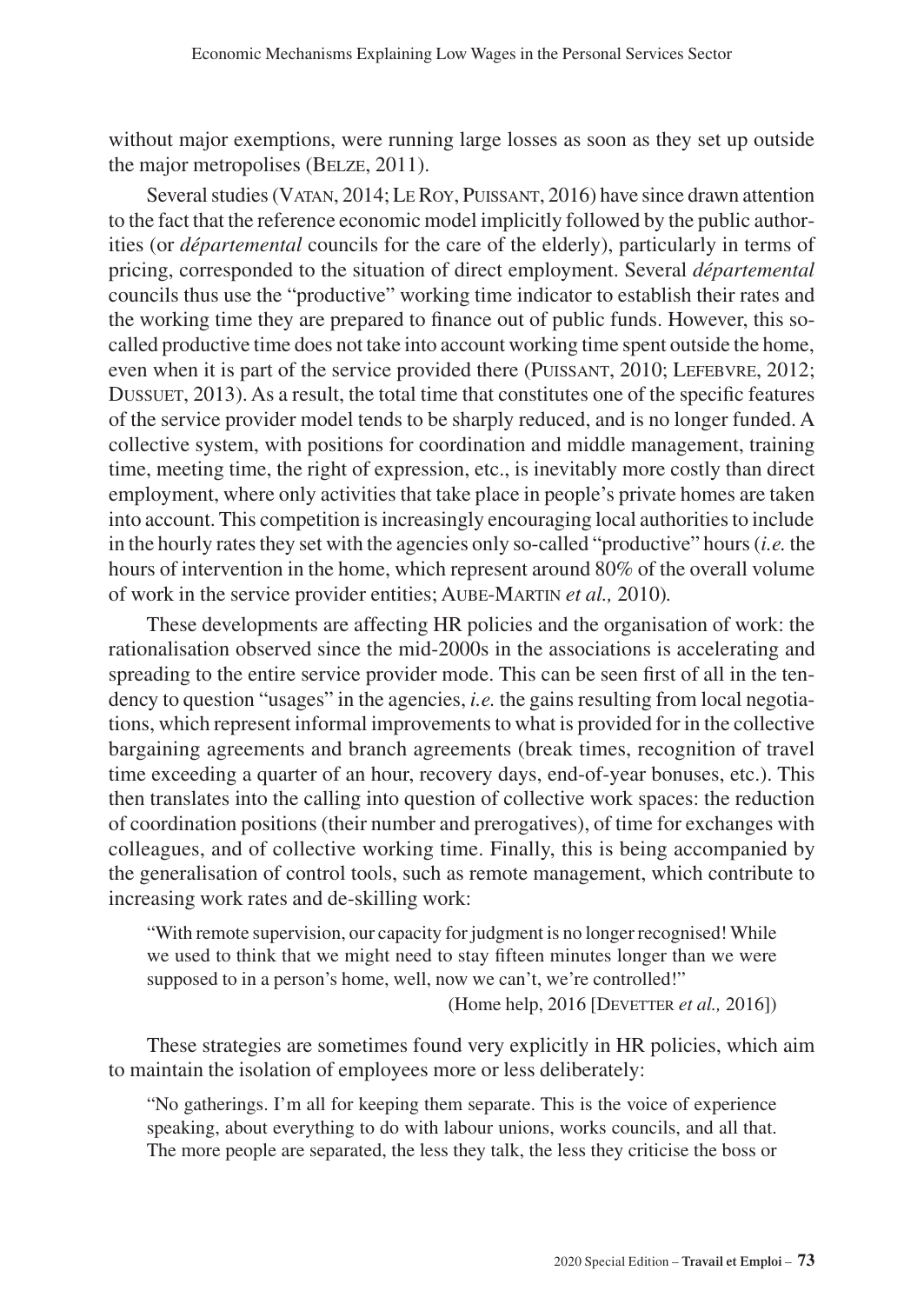without major exemptions, were running large losses as soon as they set up outside the major metropolises (Belze, 2011).

Several studies (Vatan, 2014; Le Roy, Puissant, 2016) have since drawn attention to the fact that the reference economic model implicitly followed by the public authorities (or *départemental* councils for the care of the elderly), particularly in terms of pricing, corresponded to the situation of direct employment. Several *départemental* councils thus use the "productive" working time indicator to establish their rates and the working time they are prepared to finance out of public funds. However, this so-called productive time does not take into account working time spent outside the home, even when it is part of the service provided there (Puissant, 2010; Lefebvre, 2012; Dussuet, 2013). As a result, the total time that constitutes one of the specific features of the service provider model tends to be sharply reduced, and is no longer funded. A collective system, with positions for coordination and middle management, training time, meeting time, the right of expression, etc., is inevitably more costly than direct employment, where only activities that take place in people's private homes are taken into account. This competition is increasingly encouraging local authorities to include in the hourly rates they set with the agencies only so-called "productive" hours (*i.e.* the hours of intervention in the home, which represent around 80% of the overall volume of work in the service provider entities; Aube-Martin *et al.,* 2010).

These developments are affecting HR policies and the organisation of work: the rationalisation observed since the mid-2000s in the associations is accelerating and spreading to the entire service provider mode. This can be seen first of all in the tendency to question "usages" in the agencies, *i.e.* the gains resulting from local negotiations, which represent informal improvements to what is provided for in the collective bargaining agreements and branch agreements (break times, recognition of travel time exceeding a quarter of an hour, recovery days, end-of-year bonuses, etc.). This then translates into the calling into question of collective work spaces: the reduction of coordination positions (their number and prerogatives), of time for exchanges with colleagues, and of collective working time. Finally, this is being accompanied by the generalisation of control tools, such as remote management, which contribute to increasing work rates and de-skilling work:

> "With remote supervision, our capacity for judgment is no longer recognised! While we used to think that we might need to stay fifteen minutes longer than we were supposed to in a person's home, well, now we can't, we're controlled!"
>
> (Home help, 2016 [Devetter *et al.,* 2016])

These strategies are sometimes found very explicitly in HR policies, which aim to maintain the isolation of employees more or less deliberately:

> "No gatherings. I'm all for keeping them separate. This is the voice of experience speaking, about everything to do with labour unions, works councils, and all that. The more people are separated, the less they talk, the less they criticise the boss or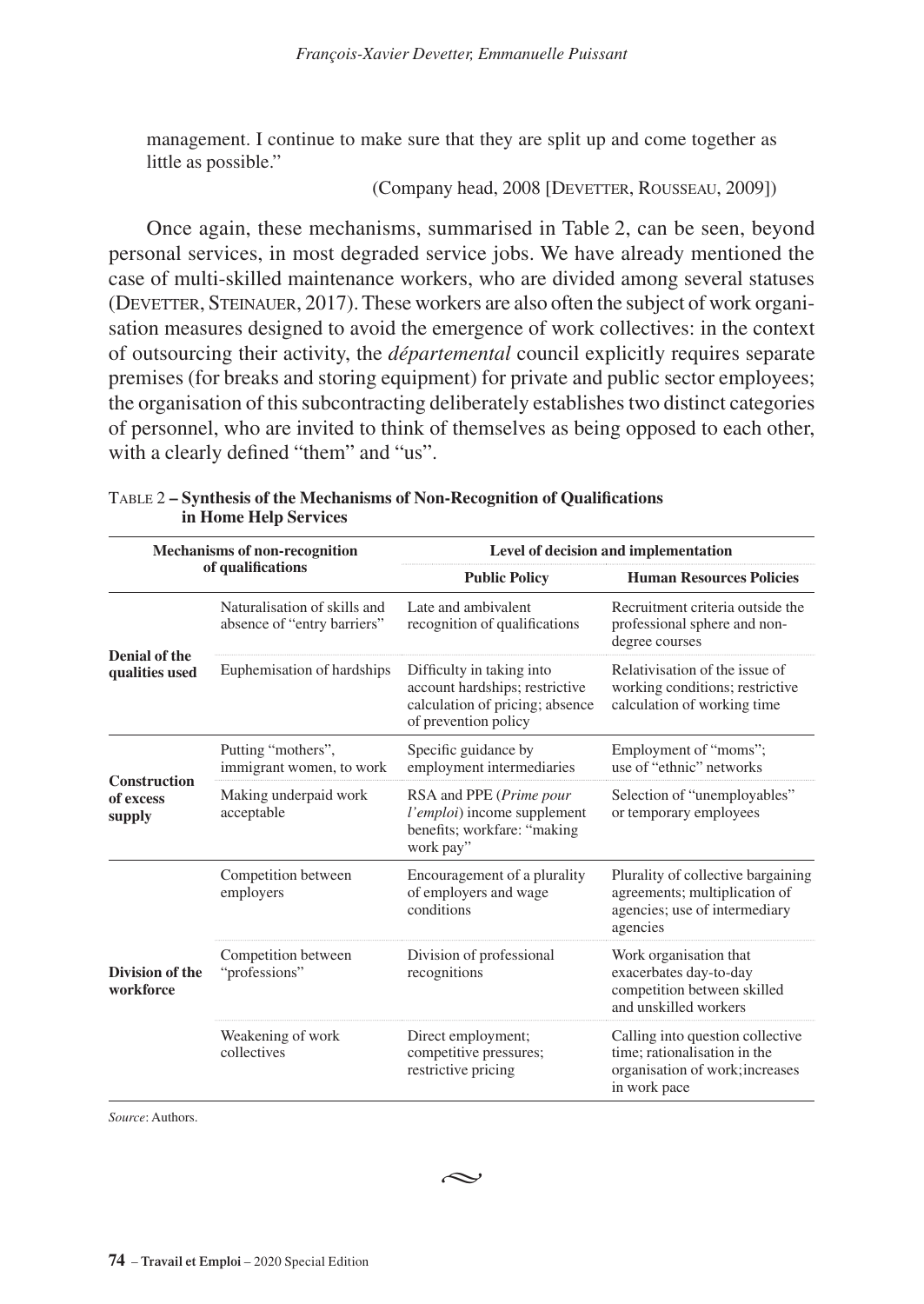management. I continue to make sure that they are split up and come together as little as possible."

(Company head, 2008 [Devetter, Rousseau, 2009])

Once again, these mechanisms, summarised in Table 2, can be seen, beyond personal services, in most degraded service jobs. We have already mentioned the case of multi-skilled maintenance workers, who are divided among several statuses (Devetter, Steinauer, 2017). These workers are also often the subject of work organisation measures designed to avoid the emergence of work collectives: in the context of outsourcing their activity, the *départemental* council explicitly requires separate premises (for breaks and storing equipment) for private and public sector employees; the organisation of this subcontracting deliberately establishes two distinct categories of personnel, who are invited to think of themselves as being opposed to each other, with a clearly defined "them" and "us".

Table 2 – **Synthesis of the Mechanisms of Non-Recognition of Qualifications in Home Help Services**

| Mechanisms of non-recognition of qualifications | | Level of decision and implementation | |
|---|---|---|---|
| | | **Public Policy** | **Human Resources Policies** |
| **Denial of the qualities used** | Naturalisation of skills and absence of "entry barriers" | Late and ambivalent recognition of qualifications | Recruitment criteria outside the professional sphere and non-degree courses |
| | Euphemisation of hardships | Difficulty in taking into account hardships; restrictive calculation of pricing; absence of prevention policy | Relativisation of the issue of working conditions; restrictive calculation of working time |
| **Construction of excess supply** | Putting "mothers", immigrant women, to work | Specific guidance by employment intermediaries | Employment of "moms"; use of "ethnic" networks |
| | Making underpaid work acceptable | RSA and PPE (*Prime pour l'emploi*) income supplement benefits; workfare: "making work pay" | Selection of "unemployables" or temporary employees |
| **Division of the workforce** | Competition between employers | Encouragement of a plurality of employers and wage conditions | Plurality of collective bargaining agreements; multiplication of agencies; use of intermediary agencies |
| | Competition between "professions" | Division of professional recognitions | Work organisation that exacerbates day-to-day competition between skilled and unskilled workers |
| | Weakening of work collectives | Direct employment; competitive pressures; restrictive pricing | Calling into question collective time; rationalisation in the organisation of work; increases in work pace |

*Source*: Authors.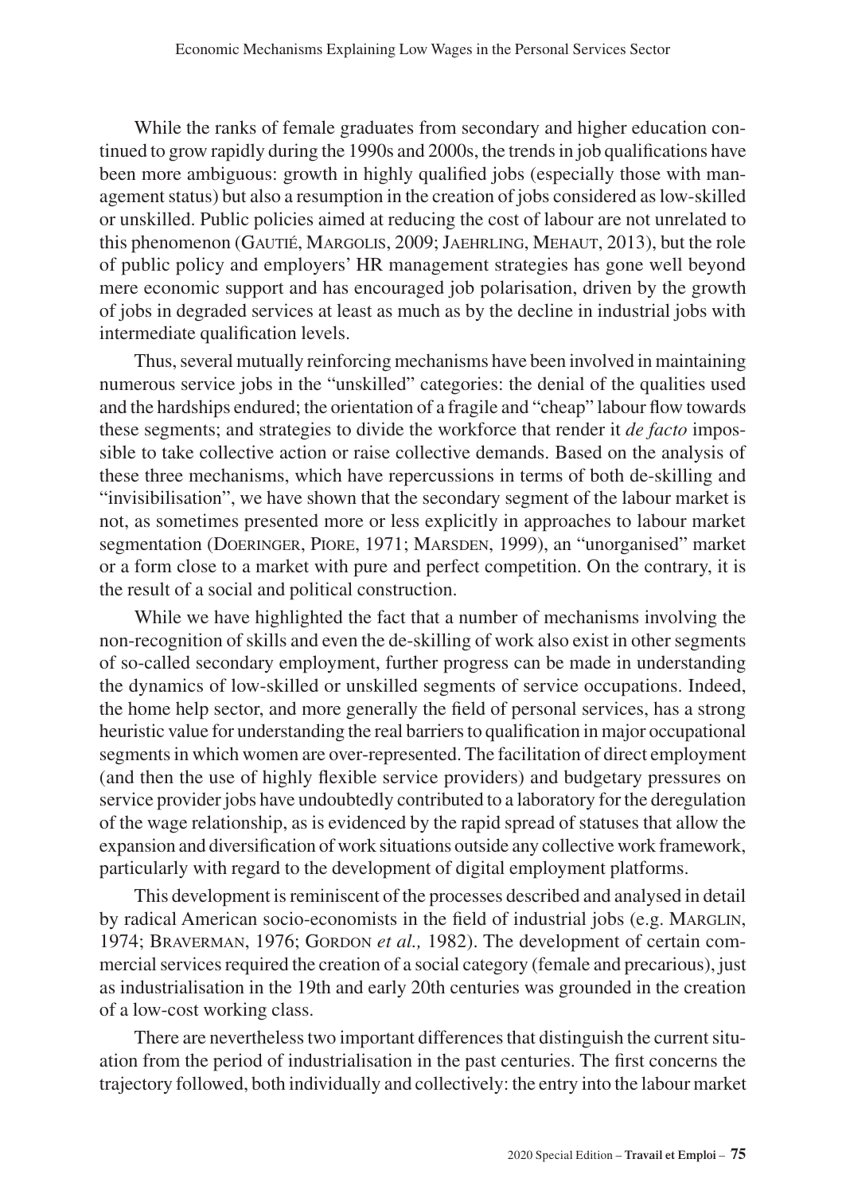While the ranks of female graduates from secondary and higher education continued to grow rapidly during the 1990s and 2000s, the trends in job qualifications have been more ambiguous: growth in highly qualified jobs (especially those with management status) but also a resumption in the creation of jobs considered as low-skilled or unskilled. Public policies aimed at reducing the cost of labour are not unrelated to this phenomenon (Gautié, Margolis, 2009; Jaehrling, Mehaut, 2013), but the role of public policy and employers' HR management strategies has gone well beyond mere economic support and has encouraged job polarisation, driven by the growth of jobs in degraded services at least as much as by the decline in industrial jobs with intermediate qualification levels.

Thus, several mutually reinforcing mechanisms have been involved in maintaining numerous service jobs in the "unskilled" categories: the denial of the qualities used and the hardships endured; the orientation of a fragile and "cheap" labour flow towards these segments; and strategies to divide the workforce that render it *de facto* impossible to take collective action or raise collective demands. Based on the analysis of these three mechanisms, which have repercussions in terms of both de-skilling and "invisibilisation", we have shown that the secondary segment of the labour market is not, as sometimes presented more or less explicitly in approaches to labour market segmentation (Doeringer, Piore, 1971; Marsden, 1999), an "unorganised" market or a form close to a market with pure and perfect competition. On the contrary, it is the result of a social and political construction.

While we have highlighted the fact that a number of mechanisms involving the non-recognition of skills and even the de-skilling of work also exist in other segments of so-called secondary employment, further progress can be made in understanding the dynamics of low-skilled or unskilled segments of service occupations. Indeed, the home help sector, and more generally the field of personal services, has a strong heuristic value for understanding the real barriers to qualification in major occupational segments in which women are over-represented. The facilitation of direct employment (and then the use of highly flexible service providers) and budgetary pressures on service provider jobs have undoubtedly contributed to a laboratory for the deregulation of the wage relationship, as is evidenced by the rapid spread of statuses that allow the expansion and diversification of work situations outside any collective work framework, particularly with regard to the development of digital employment platforms.

This development is reminiscent of the processes described and analysed in detail by radical American socio-economists in the field of industrial jobs (e.g. Marglin, 1974; Braverman, 1976; Gordon *et al.,* 1982). The development of certain commercial services required the creation of a social category (female and precarious), just as industrialisation in the 19th and early 20th centuries was grounded in the creation of a low-cost working class.

There are nevertheless two important differences that distinguish the current situation from the period of industrialisation in the past centuries. The first concerns the trajectory followed, both individually and collectively: the entry into the labour market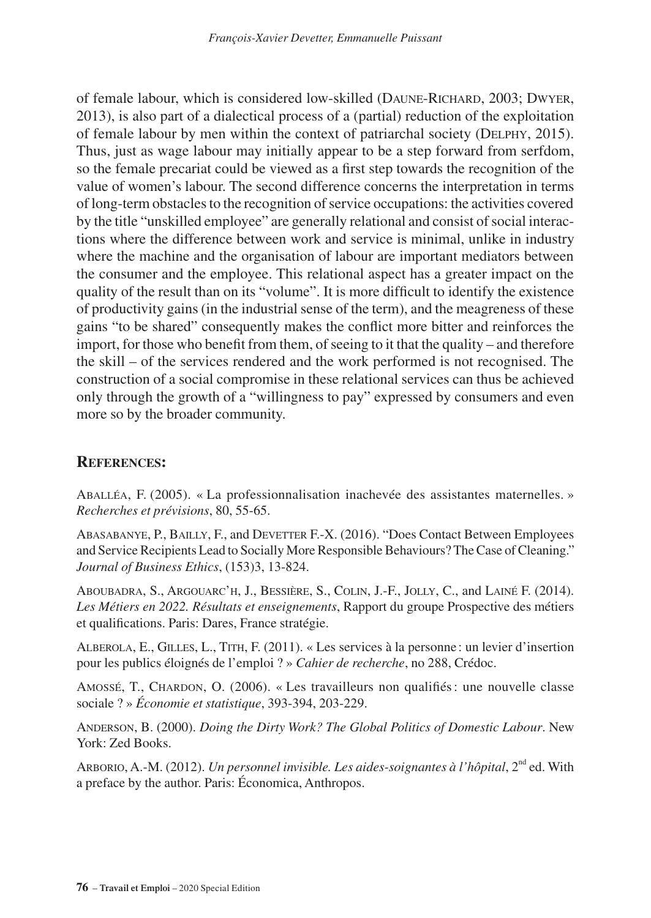of female labour, which is considered low-skilled (Daune-Richard, 2003; Dwyer, 2013), is also part of a dialectical process of a (partial) reduction of the exploitation of female labour by men within the context of patriarchal society (Delphy, 2015). Thus, just as wage labour may initially appear to be a step forward from serfdom, so the female precariat could be viewed as a first step towards the recognition of the value of women's labour. The second difference concerns the interpretation in terms of long-term obstacles to the recognition of service occupations: the activities covered by the title "unskilled employee" are generally relational and consist of social interactions where the difference between work and service is minimal, unlike in industry where the machine and the organisation of labour are important mediators between the consumer and the employee. This relational aspect has a greater impact on the quality of the result than on its "volume". It is more difficult to identify the existence of productivity gains (in the industrial sense of the term), and the meagreness of these gains "to be shared" consequently makes the conflict more bitter and reinforces the import, for those who benefit from them, of seeing to it that the quality – and therefore the skill – of the services rendered and the work performed is not recognised. The construction of a social compromise in these relational services can thus be achieved only through the growth of a "willingness to pay" expressed by consumers and even more so by the broader community.

## References:

Aballéa, F. (2005). « La professionnalisation inachevée des assistantes maternelles. » *Recherches et prévisions*, 80, 55-65.

Abasabanye, P., Bailly, F., and Devetter F.-X. (2016). "Does Contact Between Employees and Service Recipients Lead to Socially More Responsible Behaviours? The Case of Cleaning." *Journal of Business Ethics*, (153)3, 13-824.

Aboubadra, S., Argouarc'h, J., Bessière, S., Colin, J.-F., Jolly, C., and Lainé F. (2014). *Les Métiers en 2022. Résultats et enseignements*, Rapport du groupe Prospective des métiers et qualifications. Paris: Dares, France stratégie.

Alberola, E., Gilles, L., Tith, F. (2011). « Les services à la personne : un levier d'insertion pour les publics éloignés de l'emploi ? » *Cahier de recherche*, no 288, Crédoc.

Amossé, T., Chardon, O. (2006). « Les travailleurs non qualifiés : une nouvelle classe sociale ? » *Économie et statistique*, 393-394, 203-229.

Anderson, B. (2000). *Doing the Dirty Work? The Global Politics of Domestic Labour*. New York: Zed Books.

Arborio, A.-M. (2012). *Un personnel invisible. Les aides-soignantes à l'hôpital*, 2nd ed. With a preface by the author. Paris: Économica, Anthropos.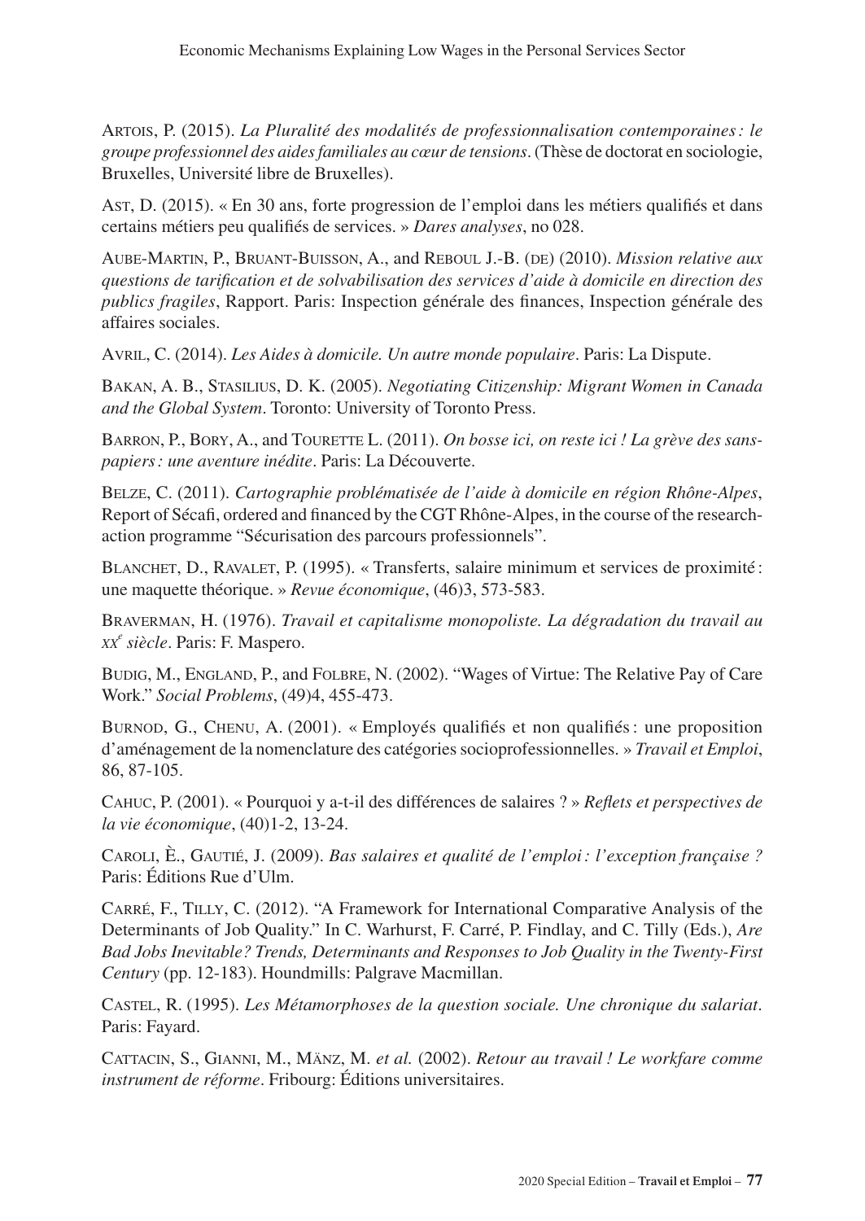Artois, P. (2015). *La Pluralité des modalités de professionnalisation contemporaines : le groupe professionnel des aides familiales au cœur de tensions*. (Thèse de doctorat en sociologie, Bruxelles, Université libre de Bruxelles).

Ast, D. (2015). « En 30 ans, forte progression de l'emploi dans les métiers qualifiés et dans certains métiers peu qualifiés de services. » *Dares analyses*, no 028.

Aube-Martin, P., Bruant-Buisson, A., and Reboul J.-B. (de) (2010). *Mission relative aux questions de tarification et de solvabilisation des services d'aide à domicile en direction des publics fragiles*, Rapport. Paris: Inspection générale des finances, Inspection générale des affaires sociales.

Avril, C. (2014). *Les Aides à domicile. Un autre monde populaire*. Paris: La Dispute.

Bakan, A. B., Stasilius, D. K. (2005). *Negotiating Citizenship: Migrant Women in Canada and the Global System*. Toronto: University of Toronto Press.

Barron, P., Bory, A., and Tourette L. (2011). *On bosse ici, on reste ici ! La grève des sans-papiers : une aventure inédite*. Paris: La Découverte.

Belze, C. (2011). *Cartographie problématisée de l'aide à domicile en région Rhône-Alpes*, Report of Sécafi, ordered and financed by the CGT Rhône-Alpes, in the course of the research-action programme "Sécurisation des parcours professionnels".

Blanchet, D., Ravalet, P. (1995). « Transferts, salaire minimum et services de proximité : une maquette théorique. » *Revue économique*, (46)3, 573-583.

Braverman, H. (1976). *Travail et capitalisme monopoliste. La dégradation du travail au xx[e] siècle*. Paris: F. Maspero.

Budig, M., England, P., and Folbre, N. (2002). "Wages of Virtue: The Relative Pay of Care Work." *Social Problems*, (49)4, 455-473.

Burnod, G., Chenu, A. (2001). « Employés qualifiés et non qualifiés : une proposition d'aménagement de la nomenclature des catégories socioprofessionnelles. » *Travail et Emploi*, 86, 87-105.

Cahuc, P. (2001). « Pourquoi y a-t-il des différences de salaires ? » *Reflets et perspectives de la vie économique*, (40)1-2, 13-24.

Caroli, È., Gautié, J. (2009). *Bas salaires et qualité de l'emploi : l'exception française ?* Paris: Éditions Rue d'Ulm.

Carré, F., Tilly, C. (2012). "A Framework for International Comparative Analysis of the Determinants of Job Quality." In C. Warhurst, F. Carré, P. Findlay, and C. Tilly (Eds.), *Are Bad Jobs Inevitable? Trends, Determinants and Responses to Job Quality in the Twenty-First Century* (pp. 12-183). Houndmills: Palgrave Macmillan.

Castel, R. (1995). *Les Métamorphoses de la question sociale. Une chronique du salariat*. Paris: Fayard.

Cattacin, S., Gianni, M., Mänz, M. *et al.* (2002). *Retour au travail ! Le workfare comme instrument de réforme*. Fribourg: Éditions universitaires.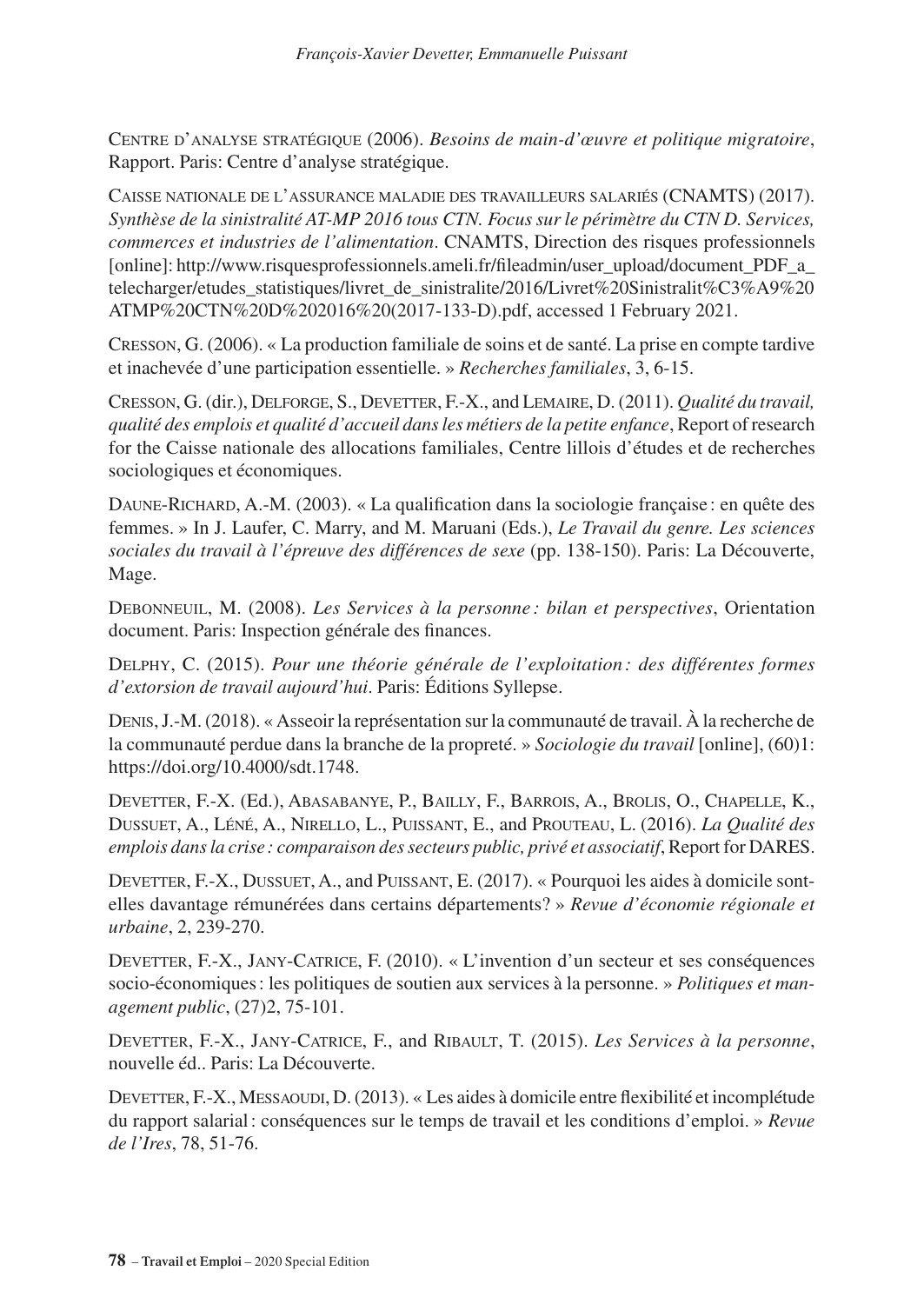Centre d'analyse stratégique (2006). *Besoins de main-d'œuvre et politique migratoire*, Rapport. Paris: Centre d'analyse stratégique.

Caisse nationale de l'assurance maladie des travailleurs salariés (CNAMTS) (2017). *Synthèse de la sinistralité AT-MP 2016 tous CTN. Focus sur le périmètre du CTN D. Services, commerces et industries de l'alimentation*. CNAMTS, Direction des risques professionnels [online]: http://www.risquesprofessionnels.ameli.fr/fileadmin/user_upload/document_PDF_a_telecharger/etudes_statistiques/livret_de_sinistralite/2016/Livret%20Sinistralit%C3%A9%20ATMP%20CTN%20D%202016%20(2017-133-D).pdf, accessed 1 February 2021.

Cresson, G. (2006). « La production familiale de soins et de santé. La prise en compte tardive et inachevée d'une participation essentielle. » *Recherches familiales*, 3, 6-15.

Cresson, G. (dir.), Delforge, S., Devetter, F.-X., and Lemaire, D. (2011). *Qualité du travail, qualité des emplois et qualité d'accueil dans les métiers de la petite enfance*, Report of research for the Caisse nationale des allocations familiales, Centre lillois d'études et de recherches sociologiques et économiques.

Daune-Richard, A.-M. (2003). « La qualification dans la sociologie française : en quête des femmes. » In J. Laufer, C. Marry, and M. Maruani (Eds.), *Le Travail du genre. Les sciences sociales du travail à l'épreuve des différences de sexe* (pp. 138-150). Paris: La Découverte, Mage.

Debonneuil, M. (2008). *Les Services à la personne : bilan et perspectives*, Orientation document. Paris: Inspection générale des finances.

Delphy, C. (2015). *Pour une théorie générale de l'exploitation : des différentes formes d'extorsion de travail aujourd'hui*. Paris: Éditions Syllepse.

Denis, J.-M. (2018). « Asseoir la représentation sur la communauté de travail. À la recherche de la communauté perdue dans la branche de la propreté. » *Sociologie du travail* [online], (60)1: https://doi.org/10.4000/sdt.1748.

Devetter, F.-X. (Ed.), Abasabanye, P., Bailly, F., Barrois, A., Brolis, O., Chapelle, K., Dussuet, A., Léné, A., Nirello, L., Puissant, E., and Prouteau, L. (2016). *La Qualité des emplois dans la crise : comparaison des secteurs public, privé et associatif*, Report for DARES.

Devetter, F.-X., Dussuet, A., and Puissant, E. (2017). « Pourquoi les aides à domicile sont-elles davantage rémunérées dans certains départements? » *Revue d'économie régionale et urbaine*, 2, 239-270.

Devetter, F.-X., Jany-Catrice, F. (2010). « L'invention d'un secteur et ses conséquences socio-économiques : les politiques de soutien aux services à la personne. » *Politiques et management public*, (27)2, 75-101.

Devetter, F.-X., Jany-Catrice, F., and Ribault, T. (2015). *Les Services à la personne*, nouvelle éd.. Paris: La Découverte.

Devetter, F.-X., Messaoudi, D. (2013). « Les aides à domicile entre flexibilité et incomplétude du rapport salarial : conséquences sur le temps de travail et les conditions d'emploi. » *Revue de l'Ires*, 78, 51-76.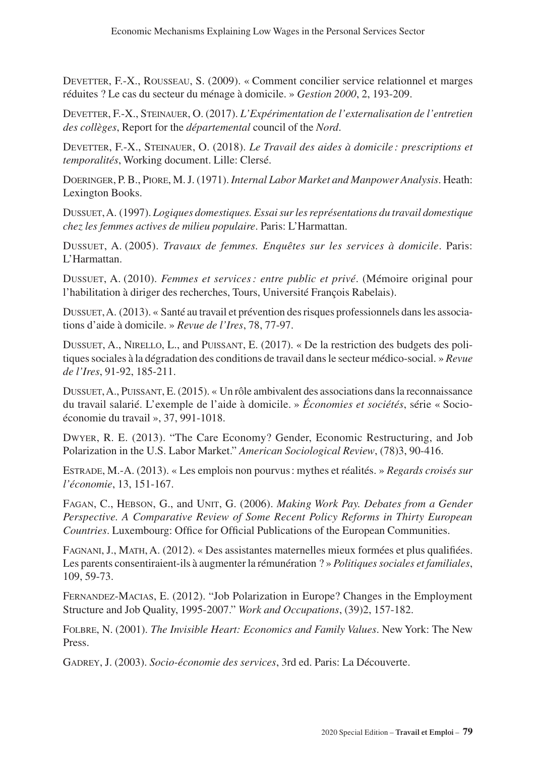Devetter, F.-X., Rousseau, S. (2009). « Comment concilier service relationnel et marges réduites ? Le cas du secteur du ménage à domicile. » *Gestion 2000*, 2, 193-209.

Devetter, F.-X., Steinauer, O. (2017). *L'Expérimentation de l'externalisation de l'entretien des collèges*, Report for the *départemental* council of the *Nord*.

Devetter, F.-X., Steinauer, O. (2018). *Le Travail des aides à domicile : prescriptions et temporalités*, Working document. Lille: Clersé.

Doeringer, P. B., Piore, M. J. (1971). *Internal Labor Market and Manpower Analysis*. Heath: Lexington Books.

Dussuet, A. (1997). *Logiques domestiques. Essai sur les représentations du travail domestique chez les femmes actives de milieu populaire*. Paris: L'Harmattan.

Dussuet, A. (2005). *Travaux de femmes. Enquêtes sur les services à domicile*. Paris: L'Harmattan.

Dussuet, A. (2010). *Femmes et services : entre public et privé*. (Mémoire original pour l'habilitation à diriger des recherches, Tours, Université François Rabelais).

Dussuet, A. (2013). « Santé au travail et prévention des risques professionnels dans les associations d'aide à domicile. » *Revue de l'Ires*, 78, 77-97.

Dussuet, A., Nirello, L., and Puissant, E. (2017). « De la restriction des budgets des politiques sociales à la dégradation des conditions de travail dans le secteur médico-social. » *Revue de l'Ires*, 91-92, 185-211.

Dussuet, A., Puissant, E. (2015). « Un rôle ambivalent des associations dans la reconnaissance du travail salarié. L'exemple de l'aide à domicile. » *Économies et sociétés*, série « Socio-économie du travail », 37, 991-1018.

Dwyer, R. E. (2013). "The Care Economy? Gender, Economic Restructuring, and Job Polarization in the U.S. Labor Market." *American Sociological Review*, (78)3, 90-416.

Estrade, M.-A. (2013). « Les emplois non pourvus : mythes et réalités. » *Regards croisés sur l'économie*, 13, 151-167.

Fagan, C., Hebson, G., and Unit, G. (2006). *Making Work Pay. Debates from a Gender Perspective. A Comparative Review of Some Recent Policy Reforms in Thirty European Countries*. Luxembourg: Office for Official Publications of the European Communities.

Fagnani, J., Math, A. (2012). « Des assistantes maternelles mieux formées et plus qualifiées. Les parents consentiraient-ils à augmenter la rémunération ? » *Politiques sociales et familiales*, 109, 59-73.

Fernandez-Macias, E. (2012). "Job Polarization in Europe? Changes in the Employment Structure and Job Quality, 1995-2007." *Work and Occupations*, (39)2, 157-182.

Folbre, N. (2001). *The Invisible Heart: Economics and Family Values*. New York: The New Press.

Gadrey, J. (2003). *Socio-économie des services*, 3rd ed. Paris: La Découverte.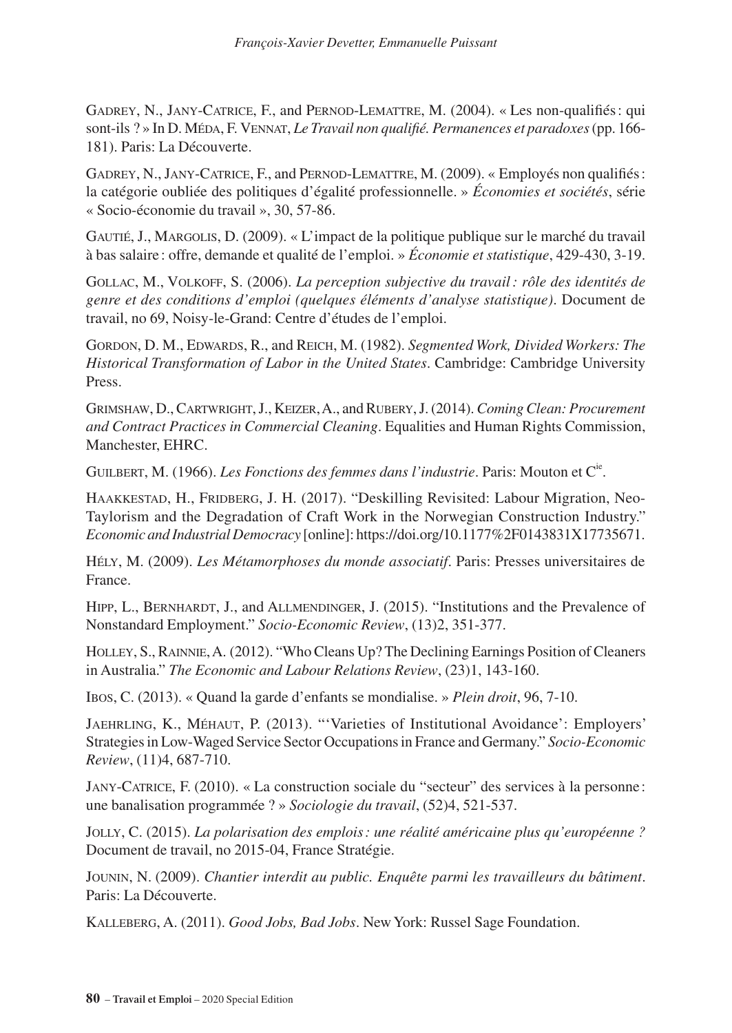Gadrey, N., Jany-Catrice, F., and Pernod-Lemattre, M. (2004). « Les non-qualifiés : qui sont-ils ? » In D. Méda, F. Vennat, *Le Travail non qualifié. Permanences et paradoxes* (pp. 166-181). Paris: La Découverte.

Gadrey, N., Jany-Catrice, F., and Pernod-Lemattre, M. (2009). « Employés non qualifiés : la catégorie oubliée des politiques d'égalité professionnelle. » *Économies et sociétés*, série « Socio-économie du travail », 30, 57-86.

Gautié, J., Margolis, D. (2009). « L'impact de la politique publique sur le marché du travail à bas salaire : offre, demande et qualité de l'emploi. » *Économie et statistique*, 429-430, 3-19.

Gollac, M., Volkoff, S. (2006). *La perception subjective du travail : rôle des identités de genre et des conditions d'emploi (quelques éléments d'analyse statistique)*. Document de travail, no 69, Noisy-le-Grand: Centre d'études de l'emploi.

Gordon, D. M., Edwards, R., and Reich, M. (1982). *Segmented Work, Divided Workers: The Historical Transformation of Labor in the United States*. Cambridge: Cambridge University Press.

Grimshaw, D., Cartwright, J., Keizer, A., and Rubery, J. (2014). *Coming Clean: Procurement and Contract Practices in Commercial Cleaning*. Equalities and Human Rights Commission, Manchester, EHRC.

Guilbert, M. (1966). *Les Fonctions des femmes dans l'industrie*. Paris: Mouton et Cie.

Haakkestad, H., Fridberg, J. H. (2017). "Deskilling Revisited: Labour Migration, Neo-Taylorism and the Degradation of Craft Work in the Norwegian Construction Industry." *Economic and Industrial Democracy* [online]: https://doi.org/10.1177%2F0143831X17735671.

Hély, M. (2009). *Les Métamorphoses du monde associatif*. Paris: Presses universitaires de France.

Hipp, L., Bernhardt, J., and Allmendinger, J. (2015). "Institutions and the Prevalence of Nonstandard Employment." *Socio-Economic Review*, (13)2, 351-377.

Holley, S., Rainnie, A. (2012). "Who Cleans Up? The Declining Earnings Position of Cleaners in Australia." *The Economic and Labour Relations Review*, (23)1, 143-160.

Ibos, C. (2013). « Quand la garde d'enfants se mondialise. » *Plein droit*, 96, 7-10.

Jaehrling, K., Méhaut, P. (2013). "'Varieties of Institutional Avoidance': Employers' Strategies in Low-Waged Service Sector Occupations in France and Germany." *Socio-Economic Review*, (11)4, 687-710.

Jany-Catrice, F. (2010). « La construction sociale du "secteur" des services à la personne : une banalisation programmée ? » *Sociologie du travail*, (52)4, 521-537.

Jolly, C. (2015). *La polarisation des emplois : une réalité américaine plus qu'européenne ?* Document de travail, no 2015-04, France Stratégie.

Jounin, N. (2009). *Chantier interdit au public. Enquête parmi les travailleurs du bâtiment*. Paris: La Découverte.

Kalleberg, A. (2011). *Good Jobs, Bad Jobs*. New York: Russel Sage Foundation.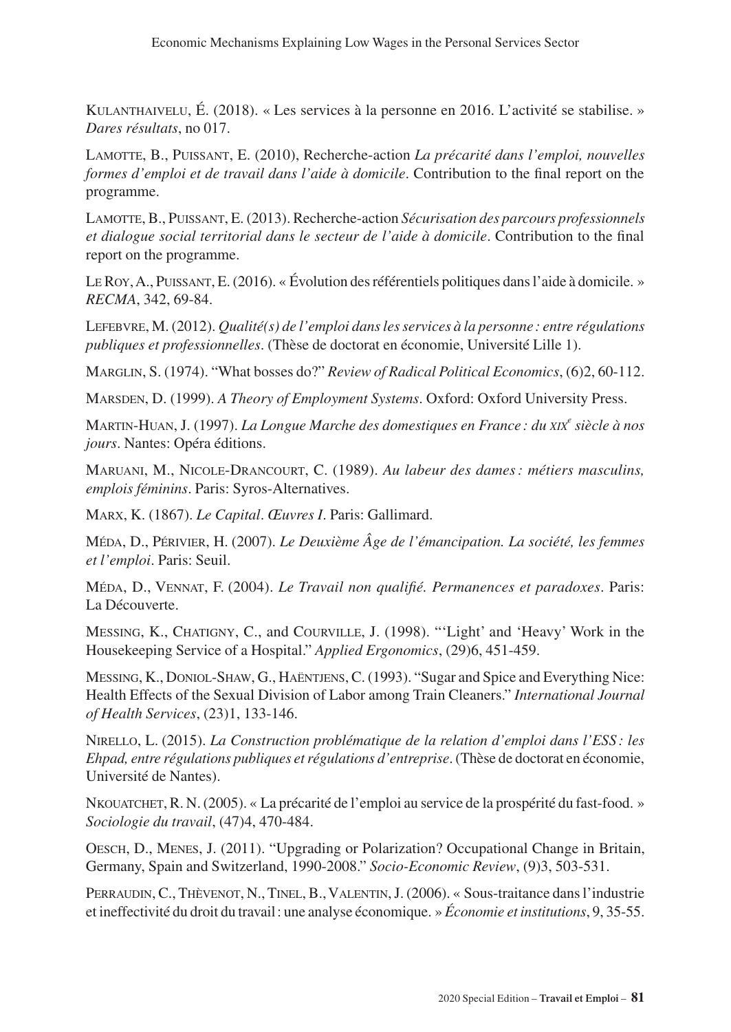Kulanthaivelu, É. (2018). « Les services à la personne en 2016. L'activité se stabilise. » *Dares résultats*, no 017.

Lamotte, B., Puissant, E. (2010), Recherche-action *La précarité dans l'emploi, nouvelles formes d'emploi et de travail dans l'aide à domicile*. Contribution to the final report on the programme.

Lamotte, B., Puissant, E. (2013). Recherche-action *Sécurisation des parcours professionnels et dialogue social territorial dans le secteur de l'aide à domicile*. Contribution to the final report on the programme.

Le Roy, A., Puissant, E. (2016). « Évolution des référentiels politiques dans l'aide à domicile. » *RECMA*, 342, 69-84.

Lefebvre, M. (2012). *Qualité(s) de l'emploi dans les services à la personne : entre régulations publiques et professionnelles*. (Thèse de doctorat en économie, Université Lille 1).

Marglin, S. (1974). "What bosses do?" *Review of Radical Political Economics*, (6)2, 60-112.

Marsden, D. (1999). *A Theory of Employment Systems*. Oxford: Oxford University Press.

Martin-Huan, J. (1997). *La Longue Marche des domestiques en France : du xix^e^ siècle à nos jours*. Nantes: Opéra éditions.

Maruani, M., Nicole-Drancourt, C. (1989). *Au labeur des dames : métiers masculins, emplois féminins*. Paris: Syros-Alternatives.

Marx, K. (1867). *Le Capital*. *Œuvres I*. Paris: Gallimard.

Méda, D., Périvier, H. (2007). *Le Deuxième Âge de l'émancipation. La société, les femmes et l'emploi*. Paris: Seuil.

Méda, D., Vennat, F. (2004). *Le Travail non qualifié. Permanences et paradoxes*. Paris: La Découverte.

Messing, K., Chatigny, C., and Courville, J. (1998). "'Light' and 'Heavy' Work in the Housekeeping Service of a Hospital." *Applied Ergonomics*, (29)6, 451-459.

Messing, K., Doniol-Shaw, G., Haëntjens, C. (1993). "Sugar and Spice and Everything Nice: Health Effects of the Sexual Division of Labor among Train Cleaners." *International Journal of Health Services*, (23)1, 133-146.

Nirello, L. (2015). *La Construction problématique de la relation d'emploi dans l'ESS : les Ehpad, entre régulations publiques et régulations d'entreprise*. (Thèse de doctorat en économie, Université de Nantes).

Nkouatchet, R. N. (2005). « La précarité de l'emploi au service de la prospérité du fast-food. » *Sociologie du travail*, (47)4, 470-484.

Oesch, D., Menes, J. (2011). "Upgrading or Polarization? Occupational Change in Britain, Germany, Spain and Switzerland, 1990-2008." *Socio-Economic Review*, (9)3, 503-531.

Perraudin, C., Thèvenot, N., Tinel, B., Valentin, J. (2006). « Sous-traitance dans l'industrie et ineffectivité du droit du travail : une analyse économique. » *Économie et institutions*, 9, 35-55.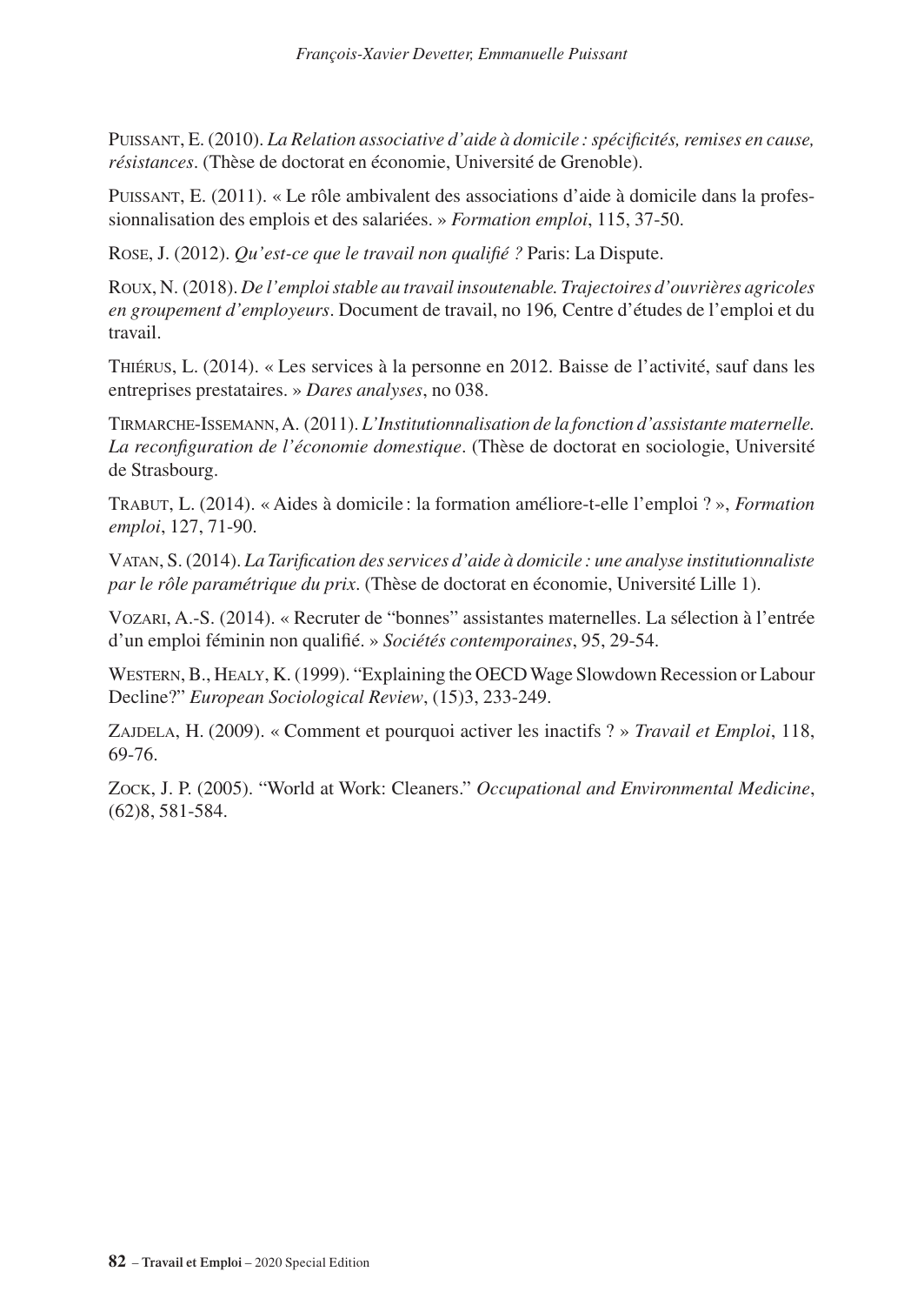Puissant, E. (2010). *La Relation associative d'aide à domicile : spécificités, remises en cause, résistances*. (Thèse de doctorat en économie, Université de Grenoble).

Puissant, E. (2011). « Le rôle ambivalent des associations d'aide à domicile dans la professionnalisation des emplois et des salariées. » *Formation emploi*, 115, 37-50.

Rose, J. (2012). *Qu'est-ce que le travail non qualifié ?* Paris: La Dispute.

Roux, N. (2018). *De l'emploi stable au travail insoutenable. Trajectoires d'ouvrières agricoles en groupement d'employeurs*. Document de travail, no 196*,* Centre d'études de l'emploi et du travail.

Thiérus, L. (2014). « Les services à la personne en 2012. Baisse de l'activité, sauf dans les entreprises prestataires. » *Dares analyses*, no 038.

Tirmarche-Issemann, A. (2011). *L'Institutionnalisation de la fonction d'assistante maternelle. La reconfiguration de l'économie domestique*. (Thèse de doctorat en sociologie, Université de Strasbourg.

Trabut, L. (2014). « Aides à domicile : la formation améliore-t-elle l'emploi ? », *Formation emploi*, 127, 71-90.

Vatan, S. (2014). *La Tarification des services d'aide à domicile : une analyse institutionnaliste par le rôle paramétrique du prix*. (Thèse de doctorat en économie, Université Lille 1).

Vozari, A.-S. (2014). « Recruter de "bonnes" assistantes maternelles. La sélection à l'entrée d'un emploi féminin non qualifié. » *Sociétés contemporaines*, 95, 29-54.

Western, B., Healy, K. (1999). "Explaining the OECD Wage Slowdown Recession or Labour Decline?" *European Sociological Review*, (15)3, 233-249.

Zajdela, H. (2009). « Comment et pourquoi activer les inactifs ? » *Travail et Emploi*, 118, 69-76.

Zock, J. P. (2005). "World at Work: Cleaners." *Occupational and Environmental Medicine*, (62)8, 581-584.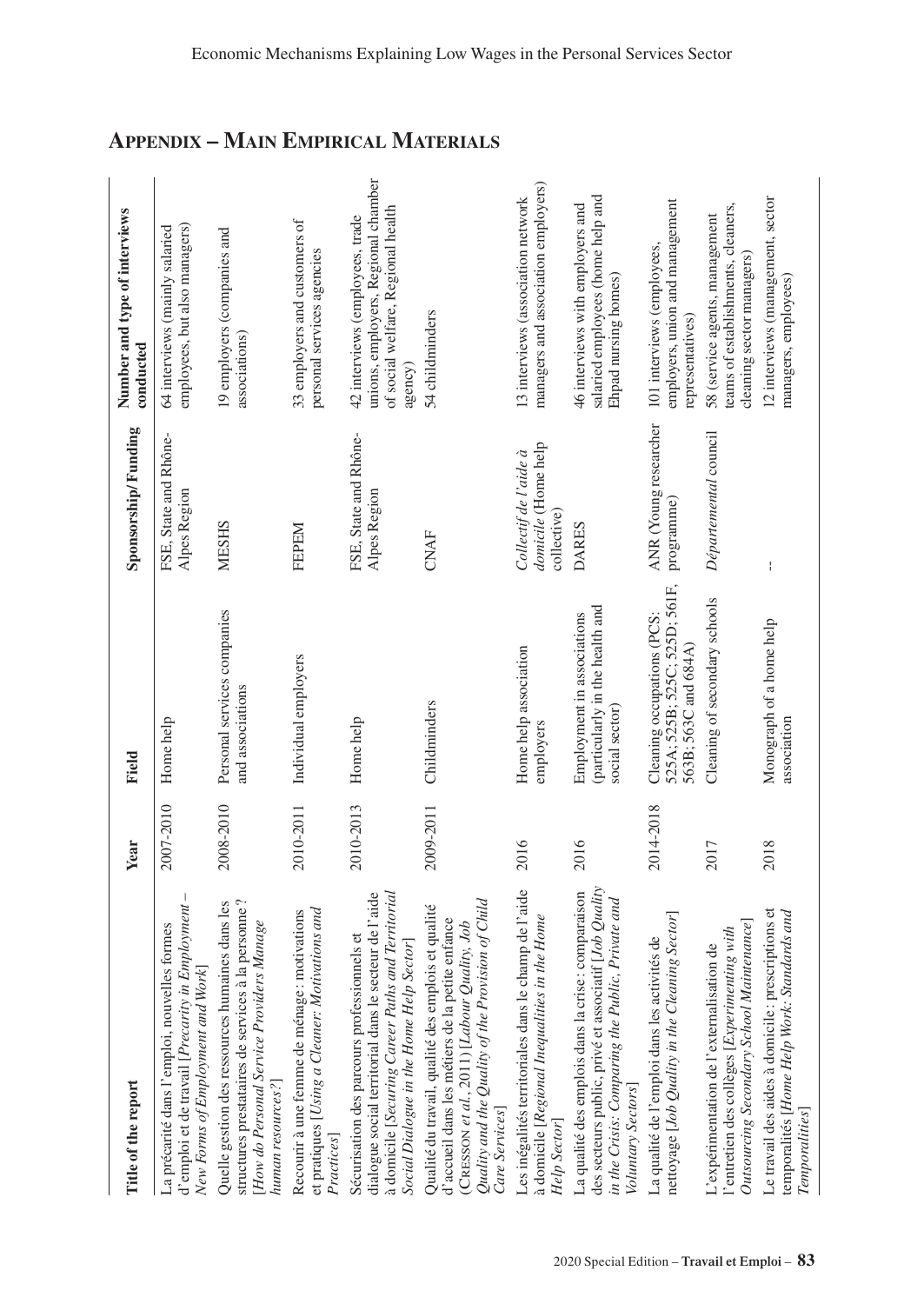## Appendix – Main Empirical Materials

| Title of the report | Year | Field | Sponsorship/Funding | Number and type of interviews conducted |
|---|---|---|---|---|
| La précarité dans l'emploi, nouvelles formes d'emploi et de travail [*Precarity in Employment – New Forms of Employment and Work*] | 2007-2010 | Home help | FSE, State and Rhône-Alpes Region | 64 interviews (mainly salaried employees, but also managers) |
| Quelle gestion des ressources humaines dans les structures prestataires de services à la personne ? [*How do Personal Service Providers Manage human resources?*] | 2008-2010 | Personal services companies and associations | MESHS | 19 employers (companies and associations) |
| Recourir à une femme de ménage : motivations et pratiques [*Using a Cleaner: Motivations and Practices*] | 2010-2011 | Individual employers | FEPEM | 33 employers and customers of personal services agencies |
| Sécurisation des parcours professionnels et dialogue social territorial dans le secteur de l'aide à domicile [*Securing Career Paths and Territorial Social Dialogue in the Home Help Sector*] | 2010-2013 | Home help | FSE, State and Rhône-Alpes Region | 42 interviews (employees, trade unions, employers, Regional chamber of social welfare, Regional health agency) |
| Qualité du travail, qualité des emplois et qualité d'accueil dans les métiers de la petite enfance (Cresson *et al.*, 2011) [*Labour Quality, Job Quality and the Quality of the Provision of Child Care Services*] | 2009-2011 | Childminders | CNAF | 54 childminders |
| Les inégalités territoriales dans le champ de l'aide à domicile [*Regional Inequalities in the Home Help Sector*] | 2016 | Home help association employers | *Collectif de l'aide à domicile* (Home help collective) | 13 interviews (association network managers and association employers) |
| La qualité des emplois dans la crise : comparaison des secteurs public, privé et associatif [*Job Quality in the Crisis: Comparing the Public, Private and Voluntary Sectors*] | 2016 | Employment in associations (particularly in the health and social sector) | DARES | 46 interviews with employers and salaried employees (home help and Ehpad nursing homes) |
| La qualité de l'emploi dans les activités de nettoyage [*Job Quality in the Cleaning Sector*] | 2014-2018 | Cleaning occupations (PCS: 525A; 525B; 525C; 525D; 561F, 563B; 563C and 684A) | ANR (Young researcher programme) | 101 interviews (employees, employers, union and management representatives) |
| L'expérimentation de l'externalisation de l'entretien des collèges [*Experimenting with Outsourcing Secondary School Maintenance*] | 2017 | Cleaning of secondary schools | *Départemental* council | 58 (service agents, management teams of establishments, cleaners, cleaning sector managers) |
| Le travail des aides à domicile : prescriptions et temporalités [*Home Help Work: Standards and Temporalities*] | 2018 | Monograph of a home help association | -- | 12 interviews (management, sector managers, employees) |